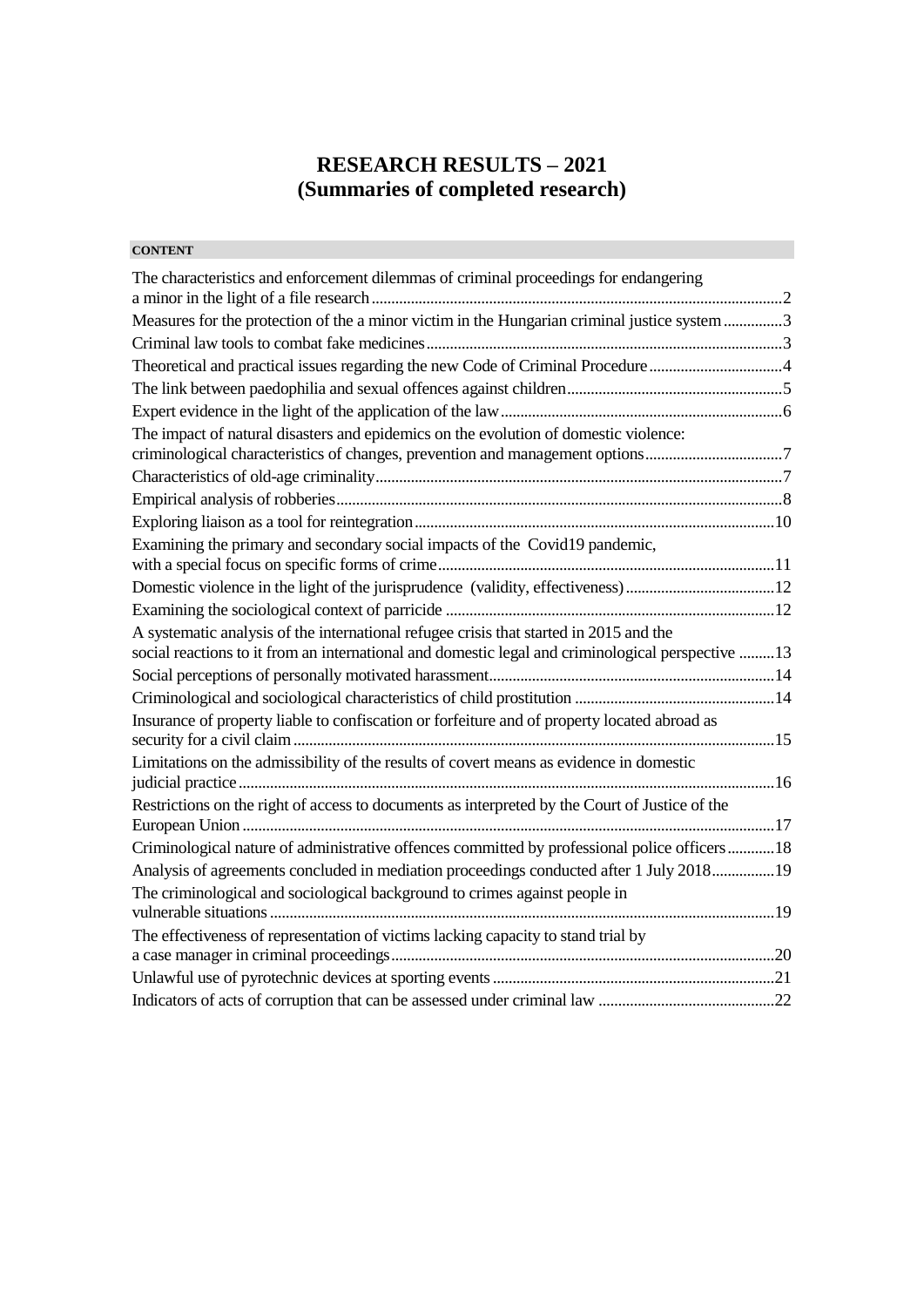# RESEARCH RESULTS – 2021
# (Summaries of completed research)

**CONTENT**

| | |
|---|---|
| The characteristics and enforcement dilemmas of criminal proceedings for endangering a minor in the light of a file research | 2 |
| Measures for the protection of the a minor victim in the Hungarian criminal justice system | 3 |
| Criminal law tools to combat fake medicines | 3 |
| Theoretical and practical issues regarding the new Code of Criminal Procedure | 4 |
| The link between paedophilia and sexual offences against children | 5 |
| Expert evidence in the light of the application of the law | 6 |
| The impact of natural disasters and epidemics on the evolution of domestic violence: criminological characteristics of changes, prevention and management options | 7 |
| Characteristics of old-age criminality | 7 |
| Empirical analysis of robberies | 8 |
| Exploring liaison as a tool for reintegration | 10 |
| Examining the primary and secondary social impacts of the Covid19 pandemic, with a special focus on specific forms of crime | 11 |
| Domestic violence in the light of the jurisprudence (validity, effectiveness) | 12 |
| Examining the sociological context of parricide | 12 |
| A systematic analysis of the international refugee crisis that started in 2015 and the social reactions to it from an international and domestic legal and criminological perspective | 13 |
| Social perceptions of personally motivated harassment | 14 |
| Criminological and sociological characteristics of child prostitution | 14 |
| Insurance of property liable to confiscation or forfeiture and of property located abroad as security for a civil claim | 15 |
| Limitations on the admissibility of the results of covert means as evidence in domestic judicial practice | 16 |
| Restrictions on the right of access to documents as interpreted by the Court of Justice of the European Union | 17 |
| Criminological nature of administrative offences committed by professional police officers | 18 |
| Analysis of agreements concluded in mediation proceedings conducted after 1 July 2018 | 19 |
| The criminological and sociological background to crimes against people in vulnerable situations | 19 |
| The effectiveness of representation of victims lacking capacity to stand trial by a case manager in criminal proceedings | 20 |
| Unlawful use of pyrotechnic devices at sporting events | 21 |
| Indicators of acts of corruption that can be assessed under criminal law | 22 |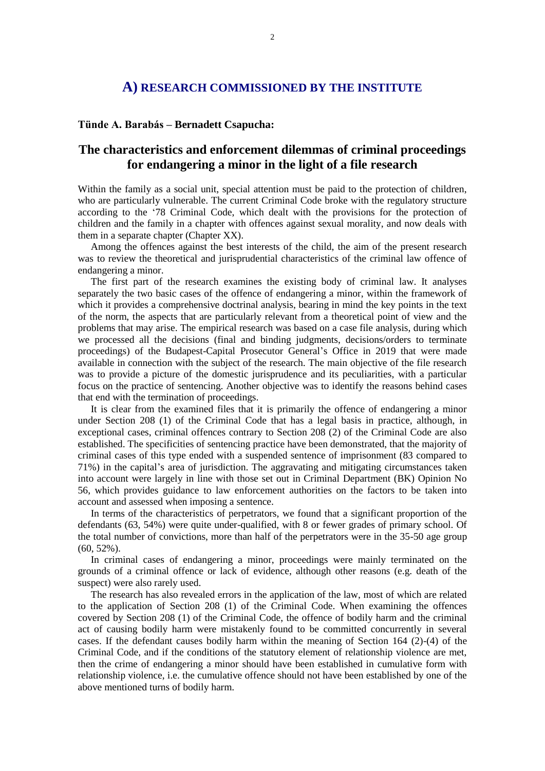## A) RESEARCH COMMISSIONED BY THE INSTITUTE

**Tünde A. Barabás – Bernadett Csapucha:**

# The characteristics and enforcement dilemmas of criminal proceedings for endangering a minor in the light of a file research

Within the family as a social unit, special attention must be paid to the protection of children, who are particularly vulnerable. The current Criminal Code broke with the regulatory structure according to the '78 Criminal Code, which dealt with the provisions for the protection of children and the family in a chapter with offences against sexual morality, and now deals with them in a separate chapter (Chapter XX).

Among the offences against the best interests of the child, the aim of the present research was to review the theoretical and jurisprudential characteristics of the criminal law offence of endangering a minor.

The first part of the research examines the existing body of criminal law. It analyses separately the two basic cases of the offence of endangering a minor, within the framework of which it provides a comprehensive doctrinal analysis, bearing in mind the key points in the text of the norm, the aspects that are particularly relevant from a theoretical point of view and the problems that may arise. The empirical research was based on a case file analysis, during which we processed all the decisions (final and binding judgments, decisions/orders to terminate proceedings) of the Budapest-Capital Prosecutor General's Office in 2019 that were made available in connection with the subject of the research. The main objective of the file research was to provide a picture of the domestic jurisprudence and its peculiarities, with a particular focus on the practice of sentencing. Another objective was to identify the reasons behind cases that end with the termination of proceedings.

It is clear from the examined files that it is primarily the offence of endangering a minor under Section 208 (1) of the Criminal Code that has a legal basis in practice, although, in exceptional cases, criminal offences contrary to Section 208 (2) of the Criminal Code are also established. The specificities of sentencing practice have been demonstrated, that the majority of criminal cases of this type ended with a suspended sentence of imprisonment (83 compared to 71%) in the capital's area of jurisdiction. The aggravating and mitigating circumstances taken into account were largely in line with those set out in Criminal Department (BK) Opinion No 56, which provides guidance to law enforcement authorities on the factors to be taken into account and assessed when imposing a sentence.

In terms of the characteristics of perpetrators, we found that a significant proportion of the defendants (63, 54%) were quite under-qualified, with 8 or fewer grades of primary school. Of the total number of convictions, more than half of the perpetrators were in the 35-50 age group (60, 52%).

In criminal cases of endangering a minor, proceedings were mainly terminated on the grounds of a criminal offence or lack of evidence, although other reasons (e.g. death of the suspect) were also rarely used.

The research has also revealed errors in the application of the law, most of which are related to the application of Section 208 (1) of the Criminal Code. When examining the offences covered by Section 208 (1) of the Criminal Code, the offence of bodily harm and the criminal act of causing bodily harm were mistakenly found to be committed concurrently in several cases. If the defendant causes bodily harm within the meaning of Section 164 (2)-(4) of the Criminal Code, and if the conditions of the statutory element of relationship violence are met, then the crime of endangering a minor should have been established in cumulative form with relationship violence, i.e. the cumulative offence should not have been established by one of the above mentioned turns of bodily harm.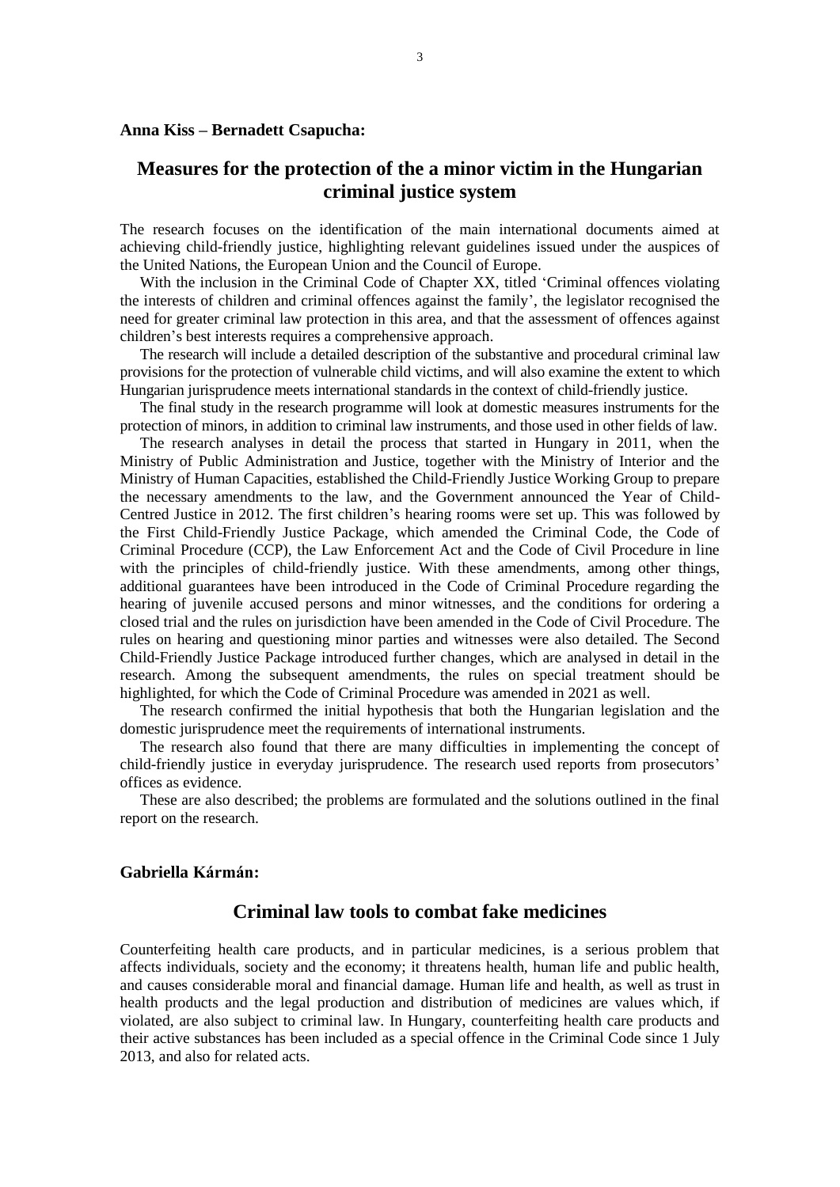**Anna Kiss – Bernadett Csapucha:**

## Measures for the protection of the a minor victim in the Hungarian criminal justice system

The research focuses on the identification of the main international documents aimed at achieving child-friendly justice, highlighting relevant guidelines issued under the auspices of the United Nations, the European Union and the Council of Europe.

With the inclusion in the Criminal Code of Chapter XX, titled 'Criminal offences violating the interests of children and criminal offences against the family', the legislator recognised the need for greater criminal law protection in this area, and that the assessment of offences against children's best interests requires a comprehensive approach.

The research will include a detailed description of the substantive and procedural criminal law provisions for the protection of vulnerable child victims, and will also examine the extent to which Hungarian jurisprudence meets international standards in the context of child-friendly justice.

The final study in the research programme will look at domestic measures instruments for the protection of minors, in addition to criminal law instruments, and those used in other fields of law.

The research analyses in detail the process that started in Hungary in 2011, when the Ministry of Public Administration and Justice, together with the Ministry of Interior and the Ministry of Human Capacities, established the Child-Friendly Justice Working Group to prepare the necessary amendments to the law, and the Government announced the Year of Child-Centred Justice in 2012. The first children's hearing rooms were set up. This was followed by the First Child-Friendly Justice Package, which amended the Criminal Code, the Code of Criminal Procedure (CCP), the Law Enforcement Act and the Code of Civil Procedure in line with the principles of child-friendly justice. With these amendments, among other things, additional guarantees have been introduced in the Code of Criminal Procedure regarding the hearing of juvenile accused persons and minor witnesses, and the conditions for ordering a closed trial and the rules on jurisdiction have been amended in the Code of Civil Procedure. The rules on hearing and questioning minor parties and witnesses were also detailed. The Second Child-Friendly Justice Package introduced further changes, which are analysed in detail in the research. Among the subsequent amendments, the rules on special treatment should be highlighted, for which the Code of Criminal Procedure was amended in 2021 as well.

The research confirmed the initial hypothesis that both the Hungarian legislation and the domestic jurisprudence meet the requirements of international instruments.

The research also found that there are many difficulties in implementing the concept of child-friendly justice in everyday jurisprudence. The research used reports from prosecutors' offices as evidence.

These are also described; the problems are formulated and the solutions outlined in the final report on the research.

**Gabriella Kármán:**

## Criminal law tools to combat fake medicines

Counterfeiting health care products, and in particular medicines, is a serious problem that affects individuals, society and the economy; it threatens health, human life and public health, and causes considerable moral and financial damage. Human life and health, as well as trust in health products and the legal production and distribution of medicines are values which, if violated, are also subject to criminal law. In Hungary, counterfeiting health care products and their active substances has been included as a special offence in the Criminal Code since 1 July 2013, and also for related acts.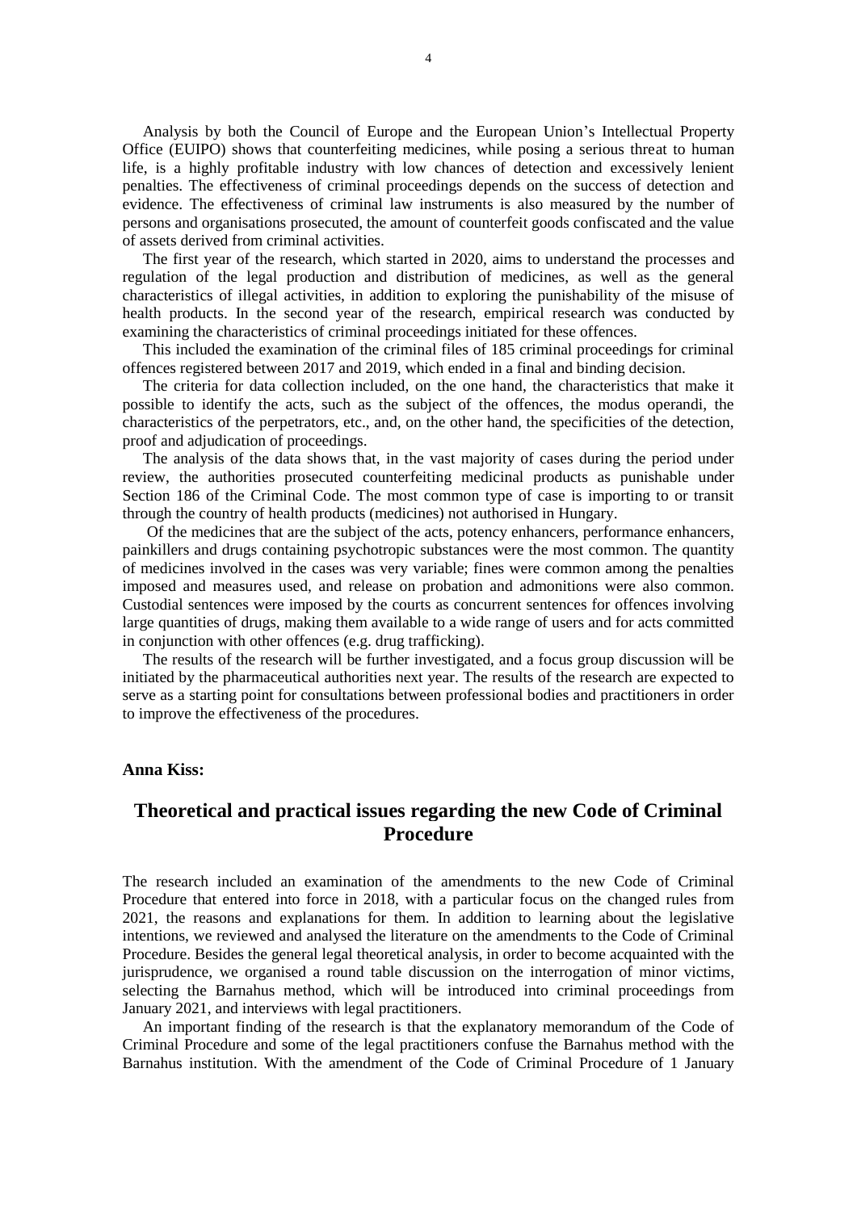Analysis by both the Council of Europe and the European Union's Intellectual Property Office (EUIPO) shows that counterfeiting medicines, while posing a serious threat to human life, is a highly profitable industry with low chances of detection and excessively lenient penalties. The effectiveness of criminal proceedings depends on the success of detection and evidence. The effectiveness of criminal law instruments is also measured by the number of persons and organisations prosecuted, the amount of counterfeit goods confiscated and the value of assets derived from criminal activities.

The first year of the research, which started in 2020, aims to understand the processes and regulation of the legal production and distribution of medicines, as well as the general characteristics of illegal activities, in addition to exploring the punishability of the misuse of health products. In the second year of the research, empirical research was conducted by examining the characteristics of criminal proceedings initiated for these offences.

This included the examination of the criminal files of 185 criminal proceedings for criminal offences registered between 2017 and 2019, which ended in a final and binding decision.

The criteria for data collection included, on the one hand, the characteristics that make it possible to identify the acts, such as the subject of the offences, the modus operandi, the characteristics of the perpetrators, etc., and, on the other hand, the specificities of the detection, proof and adjudication of proceedings.

The analysis of the data shows that, in the vast majority of cases during the period under review, the authorities prosecuted counterfeiting medicinal products as punishable under Section 186 of the Criminal Code. The most common type of case is importing to or transit through the country of health products (medicines) not authorised in Hungary.

Of the medicines that are the subject of the acts, potency enhancers, performance enhancers, painkillers and drugs containing psychotropic substances were the most common. The quantity of medicines involved in the cases was very variable; fines were common among the penalties imposed and measures used, and release on probation and admonitions were also common. Custodial sentences were imposed by the courts as concurrent sentences for offences involving large quantities of drugs, making them available to a wide range of users and for acts committed in conjunction with other offences (e.g. drug trafficking).

The results of the research will be further investigated, and a focus group discussion will be initiated by the pharmaceutical authorities next year. The results of the research are expected to serve as a starting point for consultations between professional bodies and practitioners in order to improve the effectiveness of the procedures.

**Anna Kiss:**

## Theoretical and practical issues regarding the new Code of Criminal Procedure

The research included an examination of the amendments to the new Code of Criminal Procedure that entered into force in 2018, with a particular focus on the changed rules from 2021, the reasons and explanations for them. In addition to learning about the legislative intentions, we reviewed and analysed the literature on the amendments to the Code of Criminal Procedure. Besides the general legal theoretical analysis, in order to become acquainted with the jurisprudence, we organised a round table discussion on the interrogation of minor victims, selecting the Barnahus method, which will be introduced into criminal proceedings from January 2021, and interviews with legal practitioners.

An important finding of the research is that the explanatory memorandum of the Code of Criminal Procedure and some of the legal practitioners confuse the Barnahus method with the Barnahus institution. With the amendment of the Code of Criminal Procedure of 1 January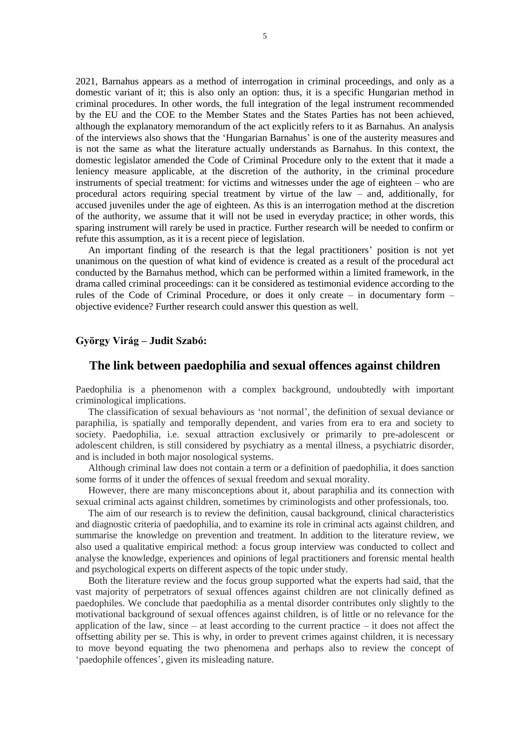2021, Barnahus appears as a method of interrogation in criminal proceedings, and only as a domestic variant of it; this is also only an option: thus, it is a specific Hungarian method in criminal procedures. In other words, the full integration of the legal instrument recommended by the EU and the COE to the Member States and the States Parties has not been achieved, although the explanatory memorandum of the act explicitly refers to it as Barnahus. An analysis of the interviews also shows that the 'Hungarian Barnahus' is one of the austerity measures and is not the same as what the literature actually understands as Barnahus. In this context, the domestic legislator amended the Code of Criminal Procedure only to the extent that it made a leniency measure applicable, at the discretion of the authority, in the criminal procedure instruments of special treatment: for victims and witnesses under the age of eighteen – who are procedural actors requiring special treatment by virtue of the law – and, additionally, for accused juveniles under the age of eighteen. As this is an interrogation method at the discretion of the authority, we assume that it will not be used in everyday practice; in other words, this sparing instrument will rarely be used in practice. Further research will be needed to confirm or refute this assumption, as it is a recent piece of legislation.

An important finding of the research is that the legal practitioners' position is not yet unanimous on the question of what kind of evidence is created as a result of the procedural act conducted by the Barnahus method, which can be performed within a limited framework, in the drama called criminal proceedings: can it be considered as testimonial evidence according to the rules of the Code of Criminal Procedure, or does it only create – in documentary form – objective evidence? Further research could answer this question as well.

**György Virág – Judit Szabó:**

## The link between paedophilia and sexual offences against children

Paedophilia is a phenomenon with a complex background, undoubtedly with important criminological implications.

The classification of sexual behaviours as 'not normal', the definition of sexual deviance or paraphilia, is spatially and temporally dependent, and varies from era to era and society to society. Paedophilia, i.e. sexual attraction exclusively or primarily to pre-adolescent or adolescent children, is still considered by psychiatry as a mental illness, a psychiatric disorder, and is included in both major nosological systems.

Although criminal law does not contain a term or a definition of paedophilia, it does sanction some forms of it under the offences of sexual freedom and sexual morality.

However, there are many misconceptions about it, about paraphilia and its connection with sexual criminal acts against children, sometimes by criminologists and other professionals, too.

The aim of our research is to review the definition, causal background, clinical characteristics and diagnostic criteria of paedophilia, and to examine its role in criminal acts against children, and summarise the knowledge on prevention and treatment. In addition to the literature review, we also used a qualitative empirical method: a focus group interview was conducted to collect and analyse the knowledge, experiences and opinions of legal practitioners and forensic mental health and psychological experts on different aspects of the topic under study.

Both the literature review and the focus group supported what the experts had said, that the vast majority of perpetrators of sexual offences against children are not clinically defined as paedophiles. We conclude that paedophilia as a mental disorder contributes only slightly to the motivational background of sexual offences against children, is of little or no relevance for the application of the law, since – at least according to the current practice – it does not affect the offsetting ability per se. This is why, in order to prevent crimes against children, it is necessary to move beyond equating the two phenomena and perhaps also to review the concept of 'paedophile offences', given its misleading nature.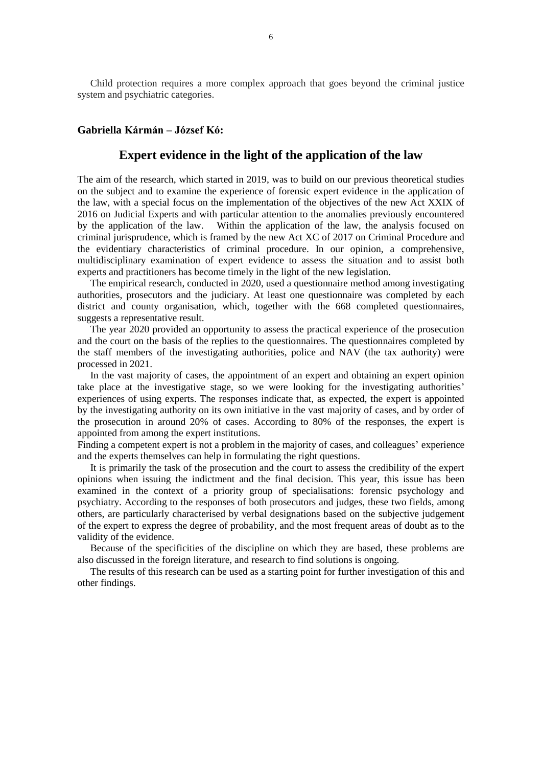Child protection requires a more complex approach that goes beyond the criminal justice system and psychiatric categories.

**Gabriella Kármán – József Kó:**

## Expert evidence in the light of the application of the law

The aim of the research, which started in 2019, was to build on our previous theoretical studies on the subject and to examine the experience of forensic expert evidence in the application of the law, with a special focus on the implementation of the objectives of the new Act XXIX of 2016 on Judicial Experts and with particular attention to the anomalies previously encountered by the application of the law. Within the application of the law, the analysis focused on criminal jurisprudence, which is framed by the new Act XC of 2017 on Criminal Procedure and the evidentiary characteristics of criminal procedure. In our opinion, a comprehensive, multidisciplinary examination of expert evidence to assess the situation and to assist both experts and practitioners has become timely in the light of the new legislation.

The empirical research, conducted in 2020, used a questionnaire method among investigating authorities, prosecutors and the judiciary. At least one questionnaire was completed by each district and county organisation, which, together with the 668 completed questionnaires, suggests a representative result.

The year 2020 provided an opportunity to assess the practical experience of the prosecution and the court on the basis of the replies to the questionnaires. The questionnaires completed by the staff members of the investigating authorities, police and NAV (the tax authority) were processed in 2021.

In the vast majority of cases, the appointment of an expert and obtaining an expert opinion take place at the investigative stage, so we were looking for the investigating authorities' experiences of using experts. The responses indicate that, as expected, the expert is appointed by the investigating authority on its own initiative in the vast majority of cases, and by order of the prosecution in around 20% of cases. According to 80% of the responses, the expert is appointed from among the expert institutions.

Finding a competent expert is not a problem in the majority of cases, and colleagues' experience and the experts themselves can help in formulating the right questions.

It is primarily the task of the prosecution and the court to assess the credibility of the expert opinions when issuing the indictment and the final decision. This year, this issue has been examined in the context of a priority group of specialisations: forensic psychology and psychiatry. According to the responses of both prosecutors and judges, these two fields, among others, are particularly characterised by verbal designations based on the subjective judgement of the expert to express the degree of probability, and the most frequent areas of doubt as to the validity of the evidence.

Because of the specificities of the discipline on which they are based, these problems are also discussed in the foreign literature, and research to find solutions is ongoing.

The results of this research can be used as a starting point for further investigation of this and other findings.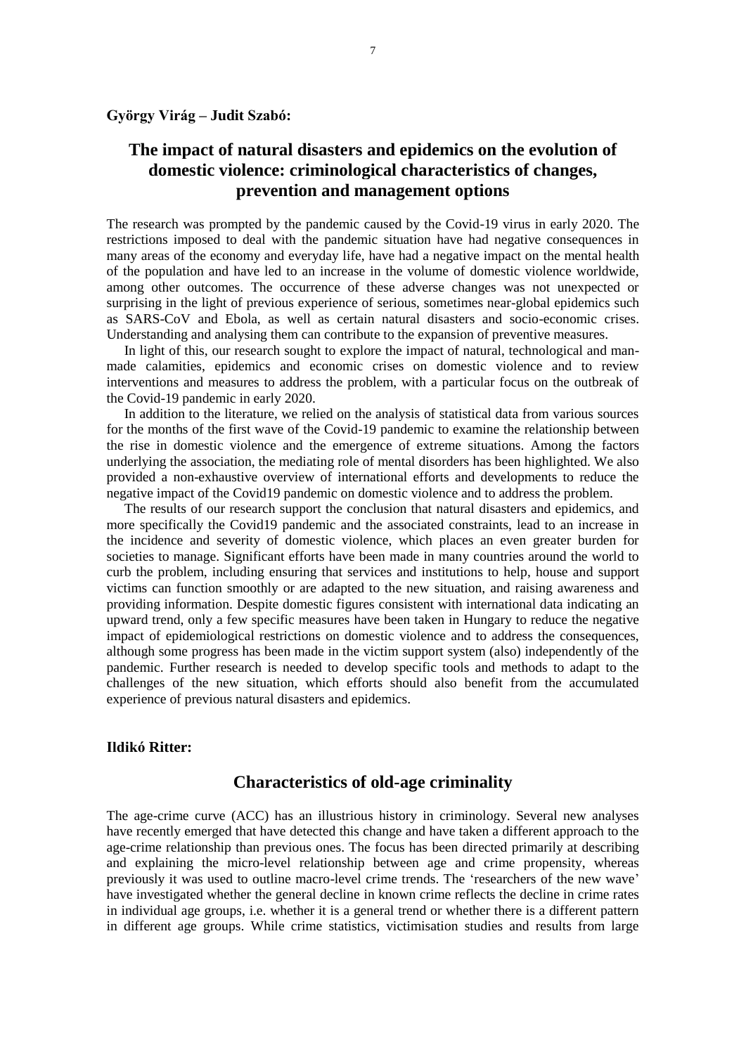**György Virág – Judit Szabó:**

## The impact of natural disasters and epidemics on the evolution of domestic violence: criminological characteristics of changes, prevention and management options

The research was prompted by the pandemic caused by the Covid-19 virus in early 2020. The restrictions imposed to deal with the pandemic situation have had negative consequences in many areas of the economy and everyday life, have had a negative impact on the mental health of the population and have led to an increase in the volume of domestic violence worldwide, among other outcomes. The occurrence of these adverse changes was not unexpected or surprising in the light of previous experience of serious, sometimes near-global epidemics such as SARS-CoV and Ebola, as well as certain natural disasters and socio-economic crises. Understanding and analysing them can contribute to the expansion of preventive measures.

In light of this, our research sought to explore the impact of natural, technological and man-made calamities, epidemics and economic crises on domestic violence and to review interventions and measures to address the problem, with a particular focus on the outbreak of the Covid-19 pandemic in early 2020.

In addition to the literature, we relied on the analysis of statistical data from various sources for the months of the first wave of the Covid-19 pandemic to examine the relationship between the rise in domestic violence and the emergence of extreme situations. Among the factors underlying the association, the mediating role of mental disorders has been highlighted. We also provided a non-exhaustive overview of international efforts and developments to reduce the negative impact of the Covid19 pandemic on domestic violence and to address the problem.

The results of our research support the conclusion that natural disasters and epidemics, and more specifically the Covid19 pandemic and the associated constraints, lead to an increase in the incidence and severity of domestic violence, which places an even greater burden for societies to manage. Significant efforts have been made in many countries around the world to curb the problem, including ensuring that services and institutions to help, house and support victims can function smoothly or are adapted to the new situation, and raising awareness and providing information. Despite domestic figures consistent with international data indicating an upward trend, only a few specific measures have been taken in Hungary to reduce the negative impact of epidemiological restrictions on domestic violence and to address the consequences, although some progress has been made in the victim support system (also) independently of the pandemic. Further research is needed to develop specific tools and methods to adapt to the challenges of the new situation, which efforts should also benefit from the accumulated experience of previous natural disasters and epidemics.

**Ildikó Ritter:**

## Characteristics of old-age criminality

The age-crime curve (ACC) has an illustrious history in criminology. Several new analyses have recently emerged that have detected this change and have taken a different approach to the age-crime relationship than previous ones. The focus has been directed primarily at describing and explaining the micro-level relationship between age and crime propensity, whereas previously it was used to outline macro-level crime trends. The 'researchers of the new wave' have investigated whether the general decline in known crime reflects the decline in crime rates in individual age groups, i.e. whether it is a general trend or whether there is a different pattern in different age groups. While crime statistics, victimisation studies and results from large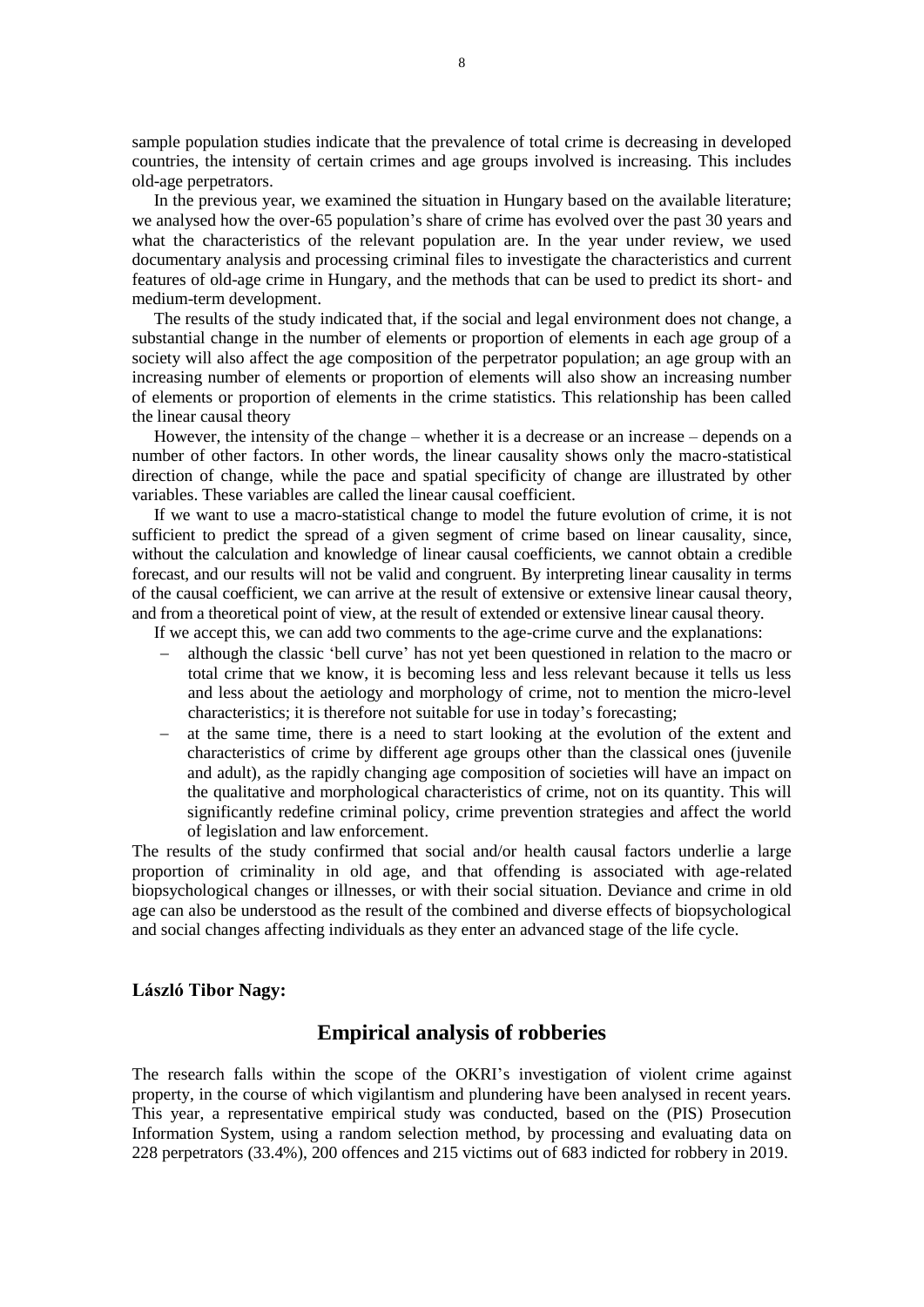sample population studies indicate that the prevalence of total crime is decreasing in developed countries, the intensity of certain crimes and age groups involved is increasing. This includes old-age perpetrators.

In the previous year, we examined the situation in Hungary based on the available literature; we analysed how the over-65 population's share of crime has evolved over the past 30 years and what the characteristics of the relevant population are. In the year under review, we used documentary analysis and processing criminal files to investigate the characteristics and current features of old-age crime in Hungary, and the methods that can be used to predict its short- and medium-term development.

The results of the study indicated that, if the social and legal environment does not change, a substantial change in the number of elements or proportion of elements in each age group of a society will also affect the age composition of the perpetrator population; an age group with an increasing number of elements or proportion of elements will also show an increasing number of elements or proportion of elements in the crime statistics. This relationship has been called the linear causal theory

However, the intensity of the change – whether it is a decrease or an increase – depends on a number of other factors. In other words, the linear causality shows only the macro-statistical direction of change, while the pace and spatial specificity of change are illustrated by other variables. These variables are called the linear causal coefficient.

If we want to use a macro-statistical change to model the future evolution of crime, it is not sufficient to predict the spread of a given segment of crime based on linear causality, since, without the calculation and knowledge of linear causal coefficients, we cannot obtain a credible forecast, and our results will not be valid and congruent. By interpreting linear causality in terms of the causal coefficient, we can arrive at the result of extensive or extensive linear causal theory, and from a theoretical point of view, at the result of extended or extensive linear causal theory.

If we accept this, we can add two comments to the age-crime curve and the explanations:

- although the classic 'bell curve' has not yet been questioned in relation to the macro or total crime that we know, it is becoming less and less relevant because it tells us less and less about the aetiology and morphology of crime, not to mention the micro-level characteristics; it is therefore not suitable for use in today's forecasting;
- at the same time, there is a need to start looking at the evolution of the extent and characteristics of crime by different age groups other than the classical ones (juvenile and adult), as the rapidly changing age composition of societies will have an impact on the qualitative and morphological characteristics of crime, not on its quantity. This will significantly redefine criminal policy, crime prevention strategies and affect the world of legislation and law enforcement.

The results of the study confirmed that social and/or health causal factors underlie a large proportion of criminality in old age, and that offending is associated with age-related biopsychological changes or illnesses, or with their social situation. Deviance and crime in old age can also be understood as the result of the combined and diverse effects of biopsychological and social changes affecting individuals as they enter an advanced stage of the life cycle.

**László Tibor Nagy:**

## Empirical analysis of robberies

The research falls within the scope of the OKRI's investigation of violent crime against property, in the course of which vigilantism and plundering have been analysed in recent years. This year, a representative empirical study was conducted, based on the (PIS) Prosecution Information System, using a random selection method, by processing and evaluating data on 228 perpetrators (33.4%), 200 offences and 215 victims out of 683 indicted for robbery in 2019.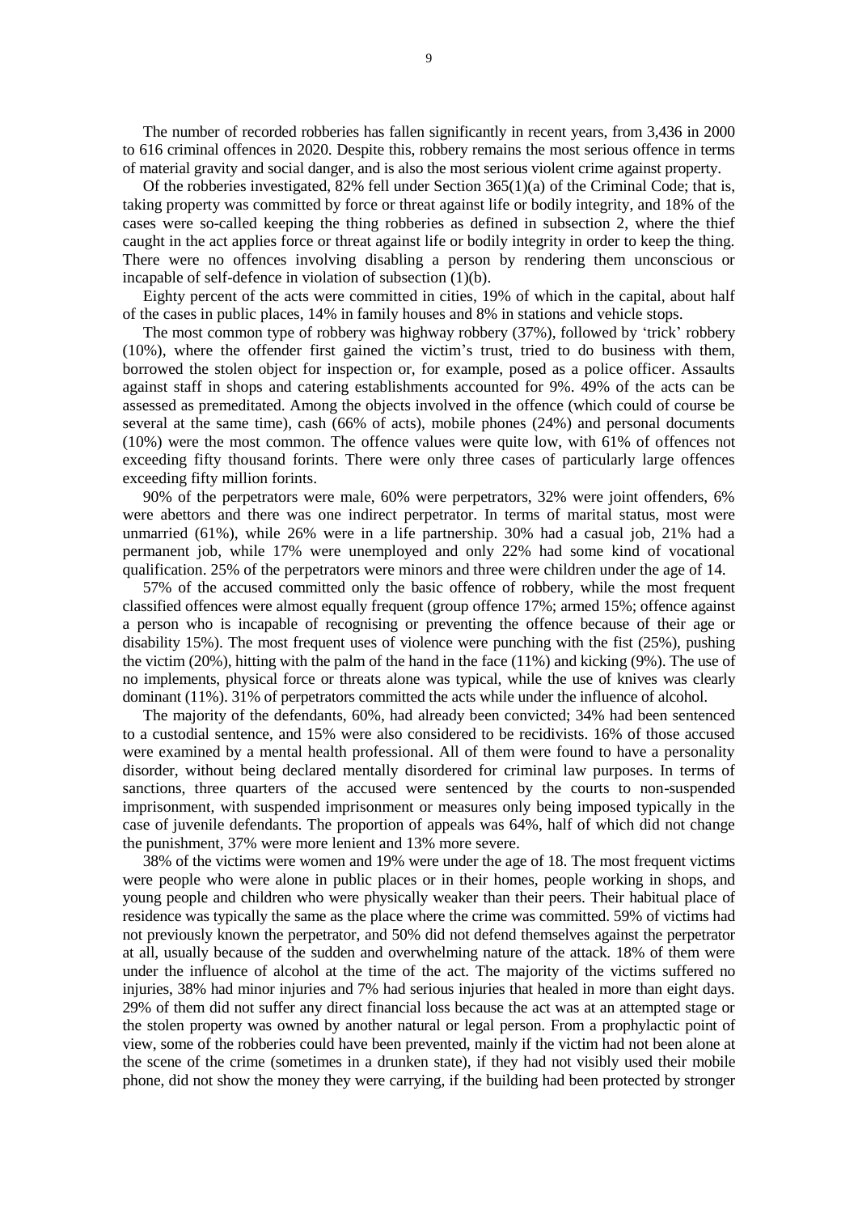The number of recorded robberies has fallen significantly in recent years, from 3,436 in 2000 to 616 criminal offences in 2020. Despite this, robbery remains the most serious offence in terms of material gravity and social danger, and is also the most serious violent crime against property.

Of the robberies investigated, 82% fell under Section 365(1)(a) of the Criminal Code; that is, taking property was committed by force or threat against life or bodily integrity, and 18% of the cases were so-called keeping the thing robberies as defined in subsection 2, where the thief caught in the act applies force or threat against life or bodily integrity in order to keep the thing. There were no offences involving disabling a person by rendering them unconscious or incapable of self-defence in violation of subsection (1)(b).

Eighty percent of the acts were committed in cities, 19% of which in the capital, about half of the cases in public places, 14% in family houses and 8% in stations and vehicle stops.

The most common type of robbery was highway robbery (37%), followed by 'trick' robbery (10%), where the offender first gained the victim's trust, tried to do business with them, borrowed the stolen object for inspection or, for example, posed as a police officer. Assaults against staff in shops and catering establishments accounted for 9%. 49% of the acts can be assessed as premeditated. Among the objects involved in the offence (which could of course be several at the same time), cash (66% of acts), mobile phones (24%) and personal documents (10%) were the most common. The offence values were quite low, with 61% of offences not exceeding fifty thousand forints. There were only three cases of particularly large offences exceeding fifty million forints.

90% of the perpetrators were male, 60% were perpetrators, 32% were joint offenders, 6% were abettors and there was one indirect perpetrator. In terms of marital status, most were unmarried (61%), while 26% were in a life partnership. 30% had a casual job, 21% had a permanent job, while 17% were unemployed and only 22% had some kind of vocational qualification. 25% of the perpetrators were minors and three were children under the age of 14.

57% of the accused committed only the basic offence of robbery, while the most frequent classified offences were almost equally frequent (group offence 17%; armed 15%; offence against a person who is incapable of recognising or preventing the offence because of their age or disability 15%). The most frequent uses of violence were punching with the fist (25%), pushing the victim (20%), hitting with the palm of the hand in the face (11%) and kicking (9%). The use of no implements, physical force or threats alone was typical, while the use of knives was clearly dominant (11%). 31% of perpetrators committed the acts while under the influence of alcohol.

The majority of the defendants, 60%, had already been convicted; 34% had been sentenced to a custodial sentence, and 15% were also considered to be recidivists. 16% of those accused were examined by a mental health professional. All of them were found to have a personality disorder, without being declared mentally disordered for criminal law purposes. In terms of sanctions, three quarters of the accused were sentenced by the courts to non-suspended imprisonment, with suspended imprisonment or measures only being imposed typically in the case of juvenile defendants. The proportion of appeals was 64%, half of which did not change the punishment, 37% were more lenient and 13% more severe.

38% of the victims were women and 19% were under the age of 18. The most frequent victims were people who were alone in public places or in their homes, people working in shops, and young people and children who were physically weaker than their peers. Their habitual place of residence was typically the same as the place where the crime was committed. 59% of victims had not previously known the perpetrator, and 50% did not defend themselves against the perpetrator at all, usually because of the sudden and overwhelming nature of the attack. 18% of them were under the influence of alcohol at the time of the act. The majority of the victims suffered no injuries, 38% had minor injuries and 7% had serious injuries that healed in more than eight days. 29% of them did not suffer any direct financial loss because the act was at an attempted stage or the stolen property was owned by another natural or legal person. From a prophylactic point of view, some of the robberies could have been prevented, mainly if the victim had not been alone at the scene of the crime (sometimes in a drunken state), if they had not visibly used their mobile phone, did not show the money they were carrying, if the building had been protected by stronger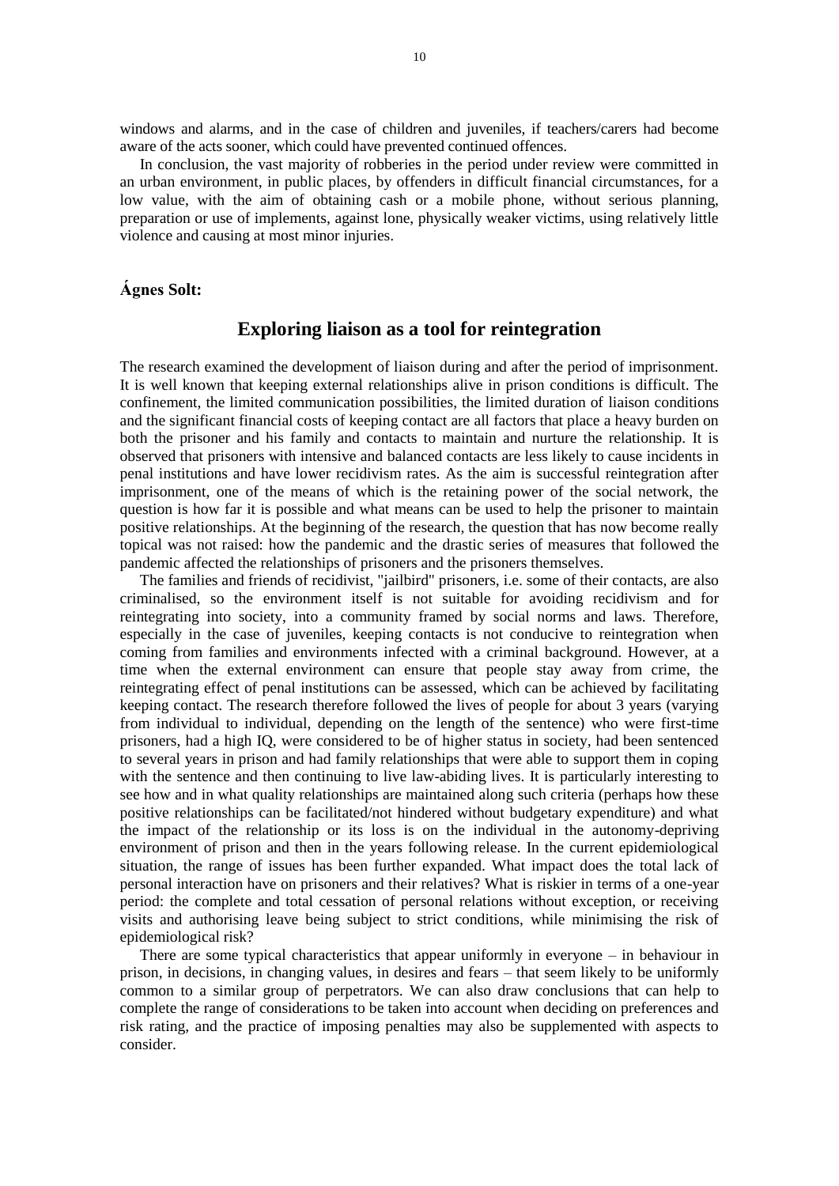windows and alarms, and in the case of children and juveniles, if teachers/carers had become aware of the acts sooner, which could have prevented continued offences.

In conclusion, the vast majority of robberies in the period under review were committed in an urban environment, in public places, by offenders in difficult financial circumstances, for a low value, with the aim of obtaining cash or a mobile phone, without serious planning, preparation or use of implements, against lone, physically weaker victims, using relatively little violence and causing at most minor injuries.

**Ágnes Solt:**

## Exploring liaison as a tool for reintegration

The research examined the development of liaison during and after the period of imprisonment. It is well known that keeping external relationships alive in prison conditions is difficult. The confinement, the limited communication possibilities, the limited duration of liaison conditions and the significant financial costs of keeping contact are all factors that place a heavy burden on both the prisoner and his family and contacts to maintain and nurture the relationship. It is observed that prisoners with intensive and balanced contacts are less likely to cause incidents in penal institutions and have lower recidivism rates. As the aim is successful reintegration after imprisonment, one of the means of which is the retaining power of the social network, the question is how far it is possible and what means can be used to help the prisoner to maintain positive relationships. At the beginning of the research, the question that has now become really topical was not raised: how the pandemic and the drastic series of measures that followed the pandemic affected the relationships of prisoners and the prisoners themselves.

The families and friends of recidivist, "jailbird" prisoners, i.e. some of their contacts, are also criminalised, so the environment itself is not suitable for avoiding recidivism and for reintegrating into society, into a community framed by social norms and laws. Therefore, especially in the case of juveniles, keeping contacts is not conducive to reintegration when coming from families and environments infected with a criminal background. However, at a time when the external environment can ensure that people stay away from crime, the reintegrating effect of penal institutions can be assessed, which can be achieved by facilitating keeping contact. The research therefore followed the lives of people for about 3 years (varying from individual to individual, depending on the length of the sentence) who were first-time prisoners, had a high IQ, were considered to be of higher status in society, had been sentenced to several years in prison and had family relationships that were able to support them in coping with the sentence and then continuing to live law-abiding lives. It is particularly interesting to see how and in what quality relationships are maintained along such criteria (perhaps how these positive relationships can be facilitated/not hindered without budgetary expenditure) and what the impact of the relationship or its loss is on the individual in the autonomy-depriving environment of prison and then in the years following release. In the current epidemiological situation, the range of issues has been further expanded. What impact does the total lack of personal interaction have on prisoners and their relatives? What is riskier in terms of a one-year period: the complete and total cessation of personal relations without exception, or receiving visits and authorising leave being subject to strict conditions, while minimising the risk of epidemiological risk?

There are some typical characteristics that appear uniformly in everyone – in behaviour in prison, in decisions, in changing values, in desires and fears – that seem likely to be uniformly common to a similar group of perpetrators. We can also draw conclusions that can help to complete the range of considerations to be taken into account when deciding on preferences and risk rating, and the practice of imposing penalties may also be supplemented with aspects to consider.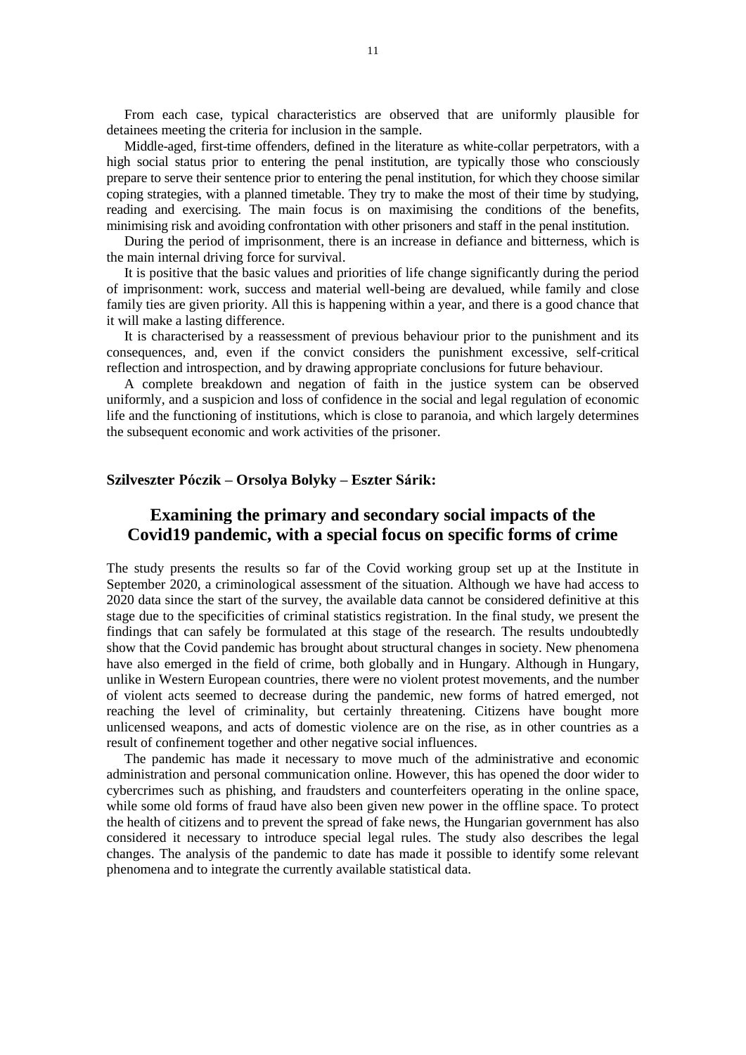From each case, typical characteristics are observed that are uniformly plausible for detainees meeting the criteria for inclusion in the sample.

Middle-aged, first-time offenders, defined in the literature as white-collar perpetrators, with a high social status prior to entering the penal institution, are typically those who consciously prepare to serve their sentence prior to entering the penal institution, for which they choose similar coping strategies, with a planned timetable. They try to make the most of their time by studying, reading and exercising. The main focus is on maximising the conditions of the benefits, minimising risk and avoiding confrontation with other prisoners and staff in the penal institution.

During the period of imprisonment, there is an increase in defiance and bitterness, which is the main internal driving force for survival.

It is positive that the basic values and priorities of life change significantly during the period of imprisonment: work, success and material well-being are devalued, while family and close family ties are given priority. All this is happening within a year, and there is a good chance that it will make a lasting difference.

It is characterised by a reassessment of previous behaviour prior to the punishment and its consequences, and, even if the convict considers the punishment excessive, self-critical reflection and introspection, and by drawing appropriate conclusions for future behaviour.

A complete breakdown and negation of faith in the justice system can be observed uniformly, and a suspicion and loss of confidence in the social and legal regulation of economic life and the functioning of institutions, which is close to paranoia, and which largely determines the subsequent economic and work activities of the prisoner.

**Szilveszter Póczik – Orsolya Bolyky – Eszter Sárik:**

## Examining the primary and secondary social impacts of the Covid19 pandemic, with a special focus on specific forms of crime

The study presents the results so far of the Covid working group set up at the Institute in September 2020, a criminological assessment of the situation. Although we have had access to 2020 data since the start of the survey, the available data cannot be considered definitive at this stage due to the specificities of criminal statistics registration. In the final study, we present the findings that can safely be formulated at this stage of the research. The results undoubtedly show that the Covid pandemic has brought about structural changes in society. New phenomena have also emerged in the field of crime, both globally and in Hungary. Although in Hungary, unlike in Western European countries, there were no violent protest movements, and the number of violent acts seemed to decrease during the pandemic, new forms of hatred emerged, not reaching the level of criminality, but certainly threatening. Citizens have bought more unlicensed weapons, and acts of domestic violence are on the rise, as in other countries as a result of confinement together and other negative social influences.

The pandemic has made it necessary to move much of the administrative and economic administration and personal communication online. However, this has opened the door wider to cybercrimes such as phishing, and fraudsters and counterfeiters operating in the online space, while some old forms of fraud have also been given new power in the offline space. To protect the health of citizens and to prevent the spread of fake news, the Hungarian government has also considered it necessary to introduce special legal rules. The study also describes the legal changes. The analysis of the pandemic to date has made it possible to identify some relevant phenomena and to integrate the currently available statistical data.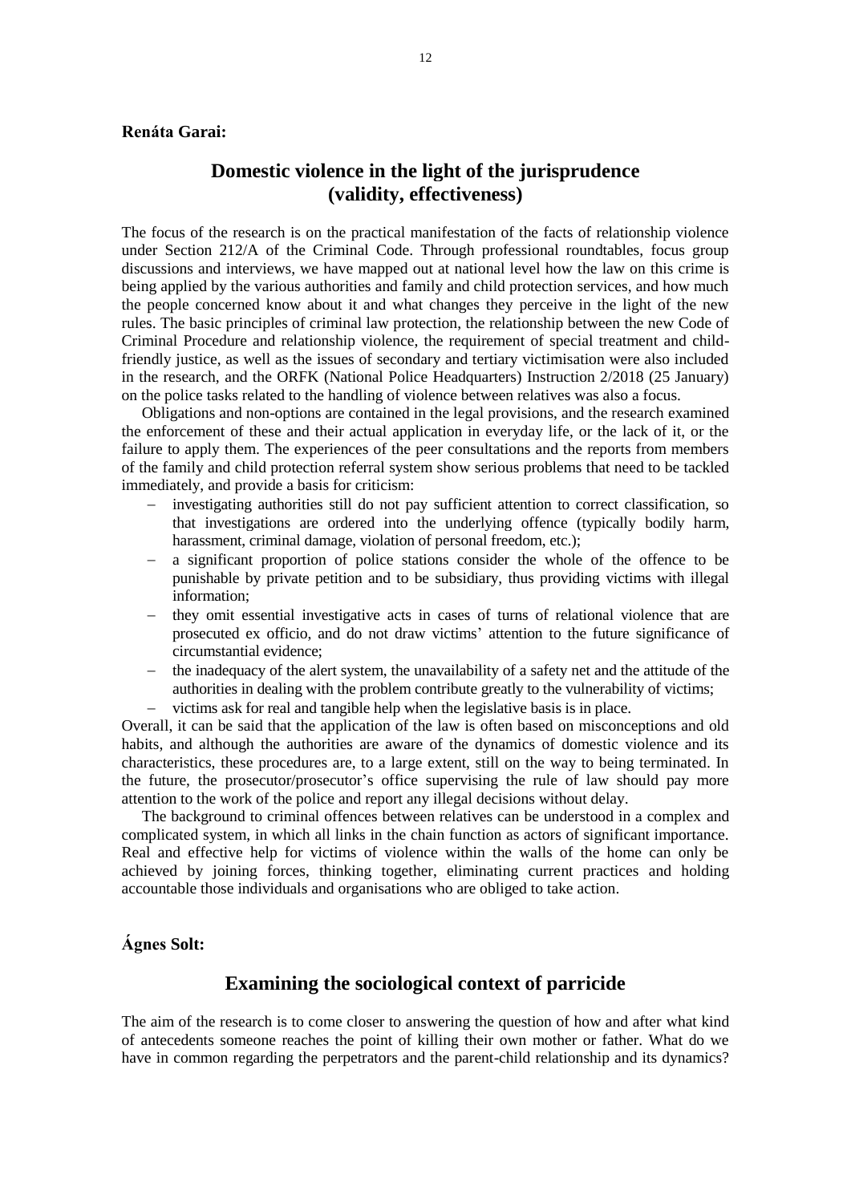**Renáta Garai:**

## Domestic violence in the light of the jurisprudence (validity, effectiveness)

The focus of the research is on the practical manifestation of the facts of relationship violence under Section 212/A of the Criminal Code. Through professional roundtables, focus group discussions and interviews, we have mapped out at national level how the law on this crime is being applied by the various authorities and family and child protection services, and how much the people concerned know about it and what changes they perceive in the light of the new rules. The basic principles of criminal law protection, the relationship between the new Code of Criminal Procedure and relationship violence, the requirement of special treatment and child-friendly justice, as well as the issues of secondary and tertiary victimisation were also included in the research, and the ORFK (National Police Headquarters) Instruction 2/2018 (25 January) on the police tasks related to the handling of violence between relatives was also a focus.

Obligations and non-options are contained in the legal provisions, and the research examined the enforcement of these and their actual application in everyday life, or the lack of it, or the failure to apply them. The experiences of the peer consultations and the reports from members of the family and child protection referral system show serious problems that need to be tackled immediately, and provide a basis for criticism:

- investigating authorities still do not pay sufficient attention to correct classification, so that investigations are ordered into the underlying offence (typically bodily harm, harassment, criminal damage, violation of personal freedom, etc.);
- a significant proportion of police stations consider the whole of the offence to be punishable by private petition and to be subsidiary, thus providing victims with illegal information;
- they omit essential investigative acts in cases of turns of relational violence that are prosecuted ex officio, and do not draw victims' attention to the future significance of circumstantial evidence;
- the inadequacy of the alert system, the unavailability of a safety net and the attitude of the authorities in dealing with the problem contribute greatly to the vulnerability of victims;
- victims ask for real and tangible help when the legislative basis is in place.

Overall, it can be said that the application of the law is often based on misconceptions and old habits, and although the authorities are aware of the dynamics of domestic violence and its characteristics, these procedures are, to a large extent, still on the way to being terminated. In the future, the prosecutor/prosecutor's office supervising the rule of law should pay more attention to the work of the police and report any illegal decisions without delay.

The background to criminal offences between relatives can be understood in a complex and complicated system, in which all links in the chain function as actors of significant importance. Real and effective help for victims of violence within the walls of the home can only be achieved by joining forces, thinking together, eliminating current practices and holding accountable those individuals and organisations who are obliged to take action.

**Ágnes Solt:**

## Examining the sociological context of parricide

The aim of the research is to come closer to answering the question of how and after what kind of antecedents someone reaches the point of killing their own mother or father. What do we have in common regarding the perpetrators and the parent-child relationship and its dynamics?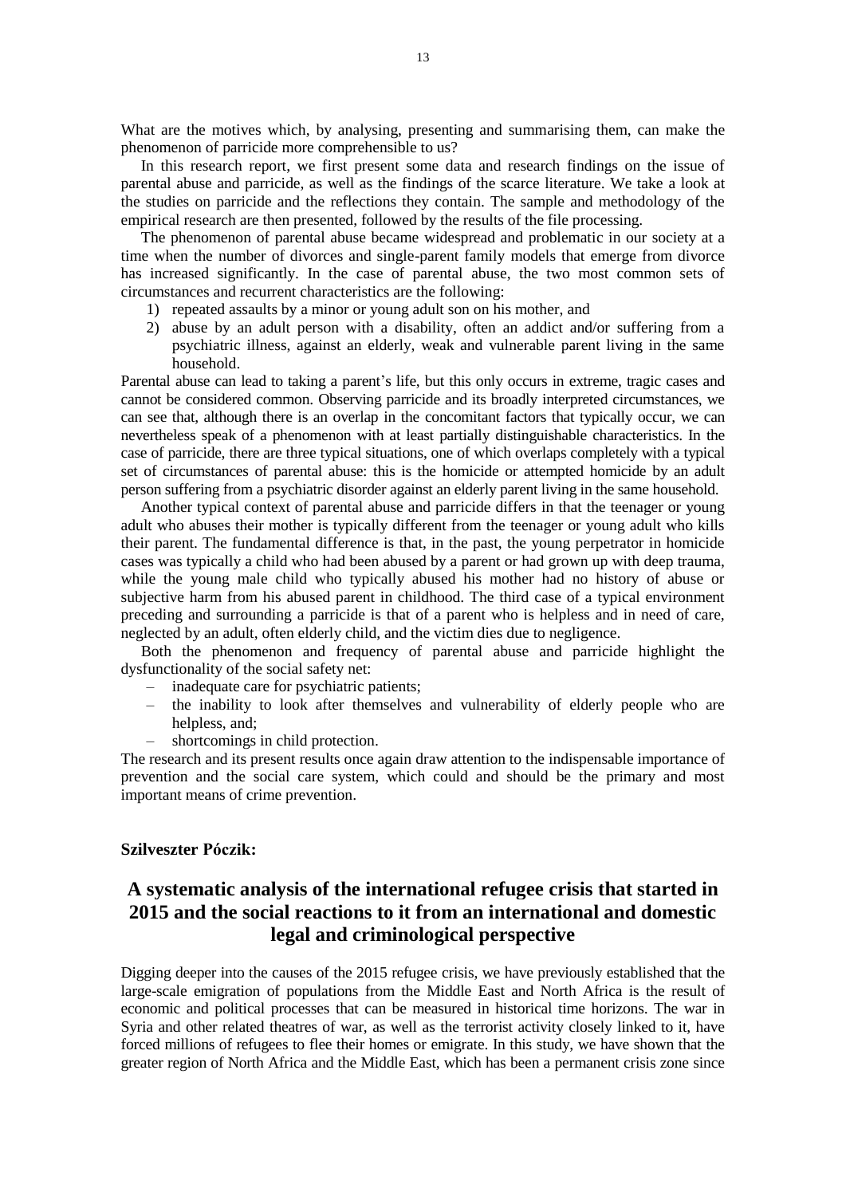What are the motives which, by analysing, presenting and summarising them, can make the phenomenon of parricide more comprehensible to us?

In this research report, we first present some data and research findings on the issue of parental abuse and parricide, as well as the findings of the scarce literature. We take a look at the studies on parricide and the reflections they contain. The sample and methodology of the empirical research are then presented, followed by the results of the file processing.

The phenomenon of parental abuse became widespread and problematic in our society at a time when the number of divorces and single-parent family models that emerge from divorce has increased significantly. In the case of parental abuse, the two most common sets of circumstances and recurrent characteristics are the following:

1) repeated assaults by a minor or young adult son on his mother, and
2) abuse by an adult person with a disability, often an addict and/or suffering from a psychiatric illness, against an elderly, weak and vulnerable parent living in the same household.

Parental abuse can lead to taking a parent's life, but this only occurs in extreme, tragic cases and cannot be considered common. Observing parricide and its broadly interpreted circumstances, we can see that, although there is an overlap in the concomitant factors that typically occur, we can nevertheless speak of a phenomenon with at least partially distinguishable characteristics. In the case of parricide, there are three typical situations, one of which overlaps completely with a typical set of circumstances of parental abuse: this is the homicide or attempted homicide by an adult person suffering from a psychiatric disorder against an elderly parent living in the same household.

Another typical context of parental abuse and parricide differs in that the teenager or young adult who abuses their mother is typically different from the teenager or young adult who kills their parent. The fundamental difference is that, in the past, the young perpetrator in homicide cases was typically a child who had been abused by a parent or had grown up with deep trauma, while the young male child who typically abused his mother had no history of abuse or subjective harm from his abused parent in childhood. The third case of a typical environment preceding and surrounding a parricide is that of a parent who is helpless and in need of care, neglected by an adult, often elderly child, and the victim dies due to negligence.

Both the phenomenon and frequency of parental abuse and parricide highlight the dysfunctionality of the social safety net:

- inadequate care for psychiatric patients;
- the inability to look after themselves and vulnerability of elderly people who are helpless, and;
- shortcomings in child protection.

The research and its present results once again draw attention to the indispensable importance of prevention and the social care system, which could and should be the primary and most important means of crime prevention.

**Szilveszter Póczik:**

## A systematic analysis of the international refugee crisis that started in 2015 and the social reactions to it from an international and domestic legal and criminological perspective

Digging deeper into the causes of the 2015 refugee crisis, we have previously established that the large-scale emigration of populations from the Middle East and North Africa is the result of economic and political processes that can be measured in historical time horizons. The war in Syria and other related theatres of war, as well as the terrorist activity closely linked to it, have forced millions of refugees to flee their homes or emigrate. In this study, we have shown that the greater region of North Africa and the Middle East, which has been a permanent crisis zone since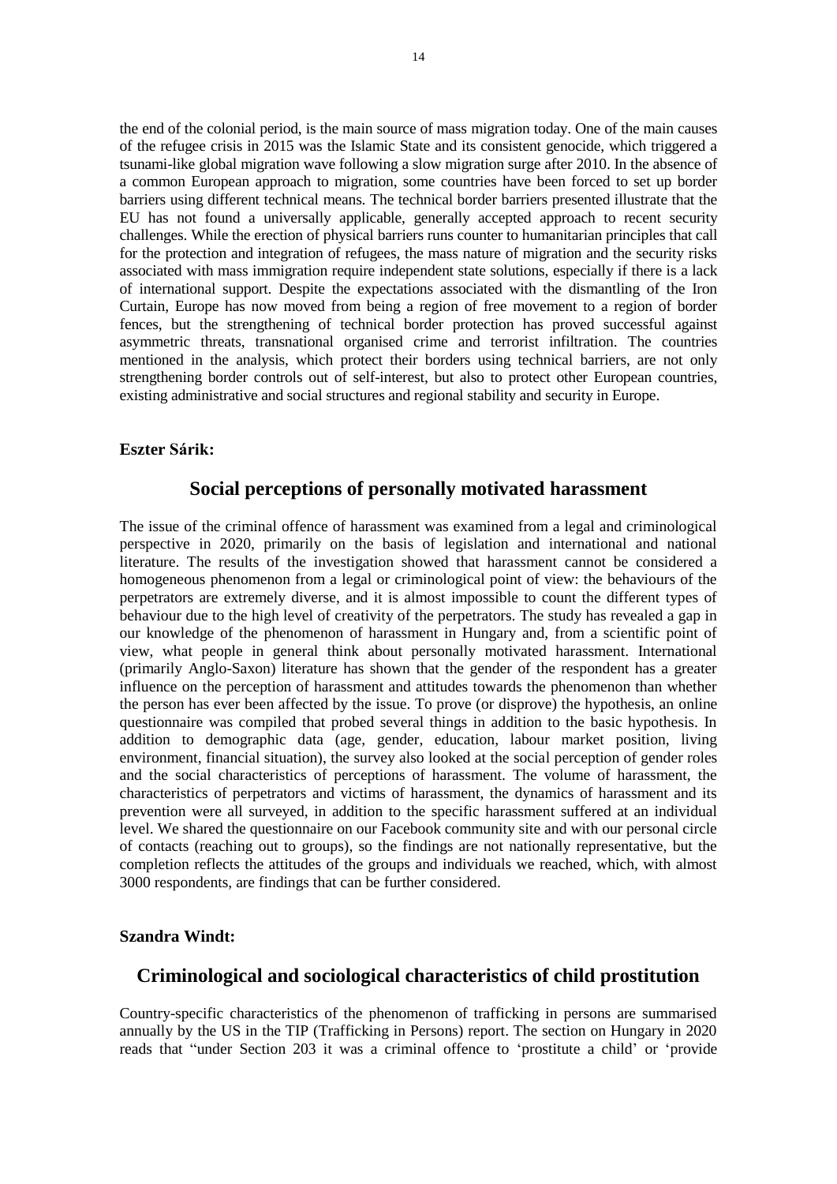the end of the colonial period, is the main source of mass migration today. One of the main causes of the refugee crisis in 2015 was the Islamic State and its consistent genocide, which triggered a tsunami-like global migration wave following a slow migration surge after 2010. In the absence of a common European approach to migration, some countries have been forced to set up border barriers using different technical means. The technical border barriers presented illustrate that the EU has not found a universally applicable, generally accepted approach to recent security challenges. While the erection of physical barriers runs counter to humanitarian principles that call for the protection and integration of refugees, the mass nature of migration and the security risks associated with mass immigration require independent state solutions, especially if there is a lack of international support. Despite the expectations associated with the dismantling of the Iron Curtain, Europe has now moved from being a region of free movement to a region of border fences, but the strengthening of technical border protection has proved successful against asymmetric threats, transnational organised crime and terrorist infiltration. The countries mentioned in the analysis, which protect their borders using technical barriers, are not only strengthening border controls out of self-interest, but also to protect other European countries, existing administrative and social structures and regional stability and security in Europe.

**Eszter Sárik:**

## Social perceptions of personally motivated harassment

The issue of the criminal offence of harassment was examined from a legal and criminological perspective in 2020, primarily on the basis of legislation and international and national literature. The results of the investigation showed that harassment cannot be considered a homogeneous phenomenon from a legal or criminological point of view: the behaviours of the perpetrators are extremely diverse, and it is almost impossible to count the different types of behaviour due to the high level of creativity of the perpetrators. The study has revealed a gap in our knowledge of the phenomenon of harassment in Hungary and, from a scientific point of view, what people in general think about personally motivated harassment. International (primarily Anglo-Saxon) literature has shown that the gender of the respondent has a greater influence on the perception of harassment and attitudes towards the phenomenon than whether the person has ever been affected by the issue. To prove (or disprove) the hypothesis, an online questionnaire was compiled that probed several things in addition to the basic hypothesis. In addition to demographic data (age, gender, education, labour market position, living environment, financial situation), the survey also looked at the social perception of gender roles and the social characteristics of perceptions of harassment. The volume of harassment, the characteristics of perpetrators and victims of harassment, the dynamics of harassment and its prevention were all surveyed, in addition to the specific harassment suffered at an individual level. We shared the questionnaire on our Facebook community site and with our personal circle of contacts (reaching out to groups), so the findings are not nationally representative, but the completion reflects the attitudes of the groups and individuals we reached, which, with almost 3000 respondents, are findings that can be further considered.

**Szandra Windt:**

## Criminological and sociological characteristics of child prostitution

Country-specific characteristics of the phenomenon of trafficking in persons are summarised annually by the US in the TIP (Trafficking in Persons) report. The section on Hungary in 2020 reads that "under Section 203 it was a criminal offence to 'prostitute a child' or 'provide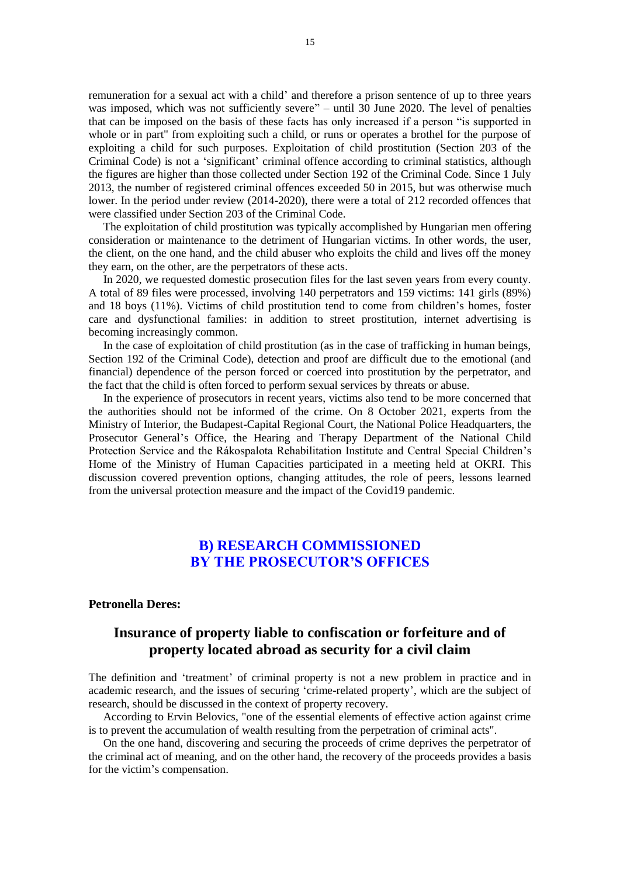remuneration for a sexual act with a child' and therefore a prison sentence of up to three years was imposed, which was not sufficiently severe" – until 30 June 2020. The level of penalties that can be imposed on the basis of these facts has only increased if a person "is supported in whole or in part" from exploiting such a child, or runs or operates a brothel for the purpose of exploiting a child for such purposes. Exploitation of child prostitution (Section 203 of the Criminal Code) is not a 'significant' criminal offence according to criminal statistics, although the figures are higher than those collected under Section 192 of the Criminal Code. Since 1 July 2013, the number of registered criminal offences exceeded 50 in 2015, but was otherwise much lower. In the period under review (2014-2020), there were a total of 212 recorded offences that were classified under Section 203 of the Criminal Code.

The exploitation of child prostitution was typically accomplished by Hungarian men offering consideration or maintenance to the detriment of Hungarian victims. In other words, the user, the client, on the one hand, and the child abuser who exploits the child and lives off the money they earn, on the other, are the perpetrators of these acts.

In 2020, we requested domestic prosecution files for the last seven years from every county. A total of 89 files were processed, involving 140 perpetrators and 159 victims: 141 girls (89%) and 18 boys (11%). Victims of child prostitution tend to come from children's homes, foster care and dysfunctional families: in addition to street prostitution, internet advertising is becoming increasingly common.

In the case of exploitation of child prostitution (as in the case of trafficking in human beings, Section 192 of the Criminal Code), detection and proof are difficult due to the emotional (and financial) dependence of the person forced or coerced into prostitution by the perpetrator, and the fact that the child is often forced to perform sexual services by threats or abuse.

In the experience of prosecutors in recent years, victims also tend to be more concerned that the authorities should not be informed of the crime. On 8 October 2021, experts from the Ministry of Interior, the Budapest-Capital Regional Court, the National Police Headquarters, the Prosecutor General's Office, the Hearing and Therapy Department of the National Child Protection Service and the Rákospalota Rehabilitation Institute and Central Special Children's Home of the Ministry of Human Capacities participated in a meeting held at OKRI. This discussion covered prevention options, changing attitudes, the role of peers, lessons learned from the universal protection measure and the impact of the Covid19 pandemic.

## B) RESEARCH COMMISSIONED BY THE PROSECUTOR'S OFFICES

**Petronella Deres:**

### Insurance of property liable to confiscation or forfeiture and of property located abroad as security for a civil claim

The definition and 'treatment' of criminal property is not a new problem in practice and in academic research, and the issues of securing 'crime-related property', which are the subject of research, should be discussed in the context of property recovery.

According to Ervin Belovics, "one of the essential elements of effective action against crime is to prevent the accumulation of wealth resulting from the perpetration of criminal acts".

On the one hand, discovering and securing the proceeds of crime deprives the perpetrator of the criminal act of meaning, and on the other hand, the recovery of the proceeds provides a basis for the victim's compensation.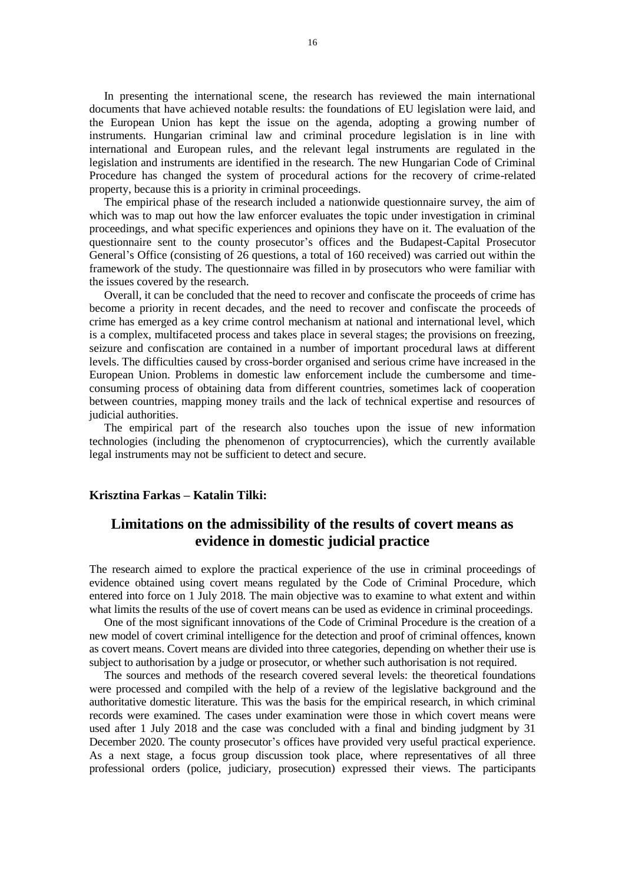In presenting the international scene, the research has reviewed the main international documents that have achieved notable results: the foundations of EU legislation were laid, and the European Union has kept the issue on the agenda, adopting a growing number of instruments. Hungarian criminal law and criminal procedure legislation is in line with international and European rules, and the relevant legal instruments are regulated in the legislation and instruments are identified in the research. The new Hungarian Code of Criminal Procedure has changed the system of procedural actions for the recovery of crime-related property, because this is a priority in criminal proceedings.

The empirical phase of the research included a nationwide questionnaire survey, the aim of which was to map out how the law enforcer evaluates the topic under investigation in criminal proceedings, and what specific experiences and opinions they have on it. The evaluation of the questionnaire sent to the county prosecutor's offices and the Budapest-Capital Prosecutor General's Office (consisting of 26 questions, a total of 160 received) was carried out within the framework of the study. The questionnaire was filled in by prosecutors who were familiar with the issues covered by the research.

Overall, it can be concluded that the need to recover and confiscate the proceeds of crime has become a priority in recent decades, and the need to recover and confiscate the proceeds of crime has emerged as a key crime control mechanism at national and international level, which is a complex, multifaceted process and takes place in several stages; the provisions on freezing, seizure and confiscation are contained in a number of important procedural laws at different levels. The difficulties caused by cross-border organised and serious crime have increased in the European Union. Problems in domestic law enforcement include the cumbersome and time-consuming process of obtaining data from different countries, sometimes lack of cooperation between countries, mapping money trails and the lack of technical expertise and resources of judicial authorities.

The empirical part of the research also touches upon the issue of new information technologies (including the phenomenon of cryptocurrencies), which the currently available legal instruments may not be sufficient to detect and secure.

**Krisztina Farkas – Katalin Tilki:**

## Limitations on the admissibility of the results of covert means as evidence in domestic judicial practice

The research aimed to explore the practical experience of the use in criminal proceedings of evidence obtained using covert means regulated by the Code of Criminal Procedure, which entered into force on 1 July 2018. The main objective was to examine to what extent and within what limits the results of the use of covert means can be used as evidence in criminal proceedings.

One of the most significant innovations of the Code of Criminal Procedure is the creation of a new model of covert criminal intelligence for the detection and proof of criminal offences, known as covert means. Covert means are divided into three categories, depending on whether their use is subject to authorisation by a judge or prosecutor, or whether such authorisation is not required.

The sources and methods of the research covered several levels: the theoretical foundations were processed and compiled with the help of a review of the legislative background and the authoritative domestic literature. This was the basis for the empirical research, in which criminal records were examined. The cases under examination were those in which covert means were used after 1 July 2018 and the case was concluded with a final and binding judgment by 31 December 2020. The county prosecutor's offices have provided very useful practical experience. As a next stage, a focus group discussion took place, where representatives of all three professional orders (police, judiciary, prosecution) expressed their views. The participants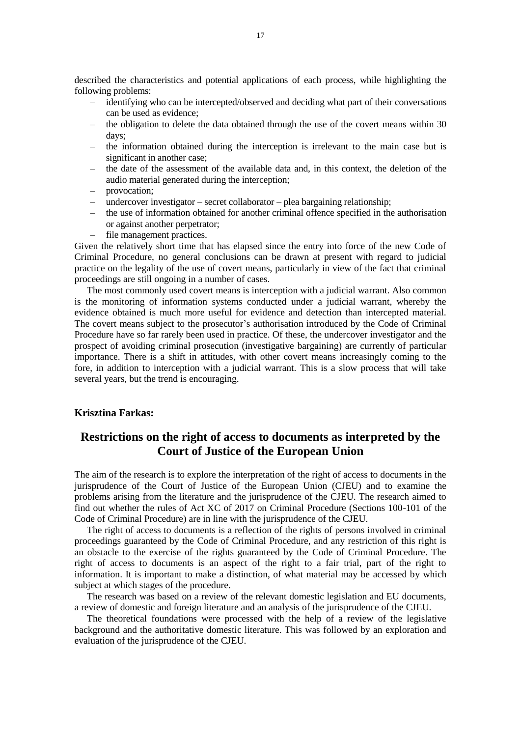described the characteristics and potential applications of each process, while highlighting the following problems:

- identifying who can be intercepted/observed and deciding what part of their conversations can be used as evidence;
- the obligation to delete the data obtained through the use of the covert means within 30 days;
- the information obtained during the interception is irrelevant to the main case but is significant in another case;
- the date of the assessment of the available data and, in this context, the deletion of the audio material generated during the interception;
- provocation;
- undercover investigator – secret collaborator – plea bargaining relationship;
- the use of information obtained for another criminal offence specified in the authorisation or against another perpetrator;
- file management practices.

Given the relatively short time that has elapsed since the entry into force of the new Code of Criminal Procedure, no general conclusions can be drawn at present with regard to judicial practice on the legality of the use of covert means, particularly in view of the fact that criminal proceedings are still ongoing in a number of cases.

The most commonly used covert means is interception with a judicial warrant. Also common is the monitoring of information systems conducted under a judicial warrant, whereby the evidence obtained is much more useful for evidence and detection than intercepted material. The covert means subject to the prosecutor's authorisation introduced by the Code of Criminal Procedure have so far rarely been used in practice. Of these, the undercover investigator and the prospect of avoiding criminal prosecution (investigative bargaining) are currently of particular importance. There is a shift in attitudes, with other covert means increasingly coming to the fore, in addition to interception with a judicial warrant. This is a slow process that will take several years, but the trend is encouraging.

**Krisztina Farkas:**

## Restrictions on the right of access to documents as interpreted by the Court of Justice of the European Union

The aim of the research is to explore the interpretation of the right of access to documents in the jurisprudence of the Court of Justice of the European Union (CJEU) and to examine the problems arising from the literature and the jurisprudence of the CJEU. The research aimed to find out whether the rules of Act XC of 2017 on Criminal Procedure (Sections 100-101 of the Code of Criminal Procedure) are in line with the jurisprudence of the CJEU.

The right of access to documents is a reflection of the rights of persons involved in criminal proceedings guaranteed by the Code of Criminal Procedure, and any restriction of this right is an obstacle to the exercise of the rights guaranteed by the Code of Criminal Procedure. The right of access to documents is an aspect of the right to a fair trial, part of the right to information. It is important to make a distinction, of what material may be accessed by which subject at which stages of the procedure.

The research was based on a review of the relevant domestic legislation and EU documents, a review of domestic and foreign literature and an analysis of the jurisprudence of the CJEU.

The theoretical foundations were processed with the help of a review of the legislative background and the authoritative domestic literature. This was followed by an exploration and evaluation of the jurisprudence of the CJEU.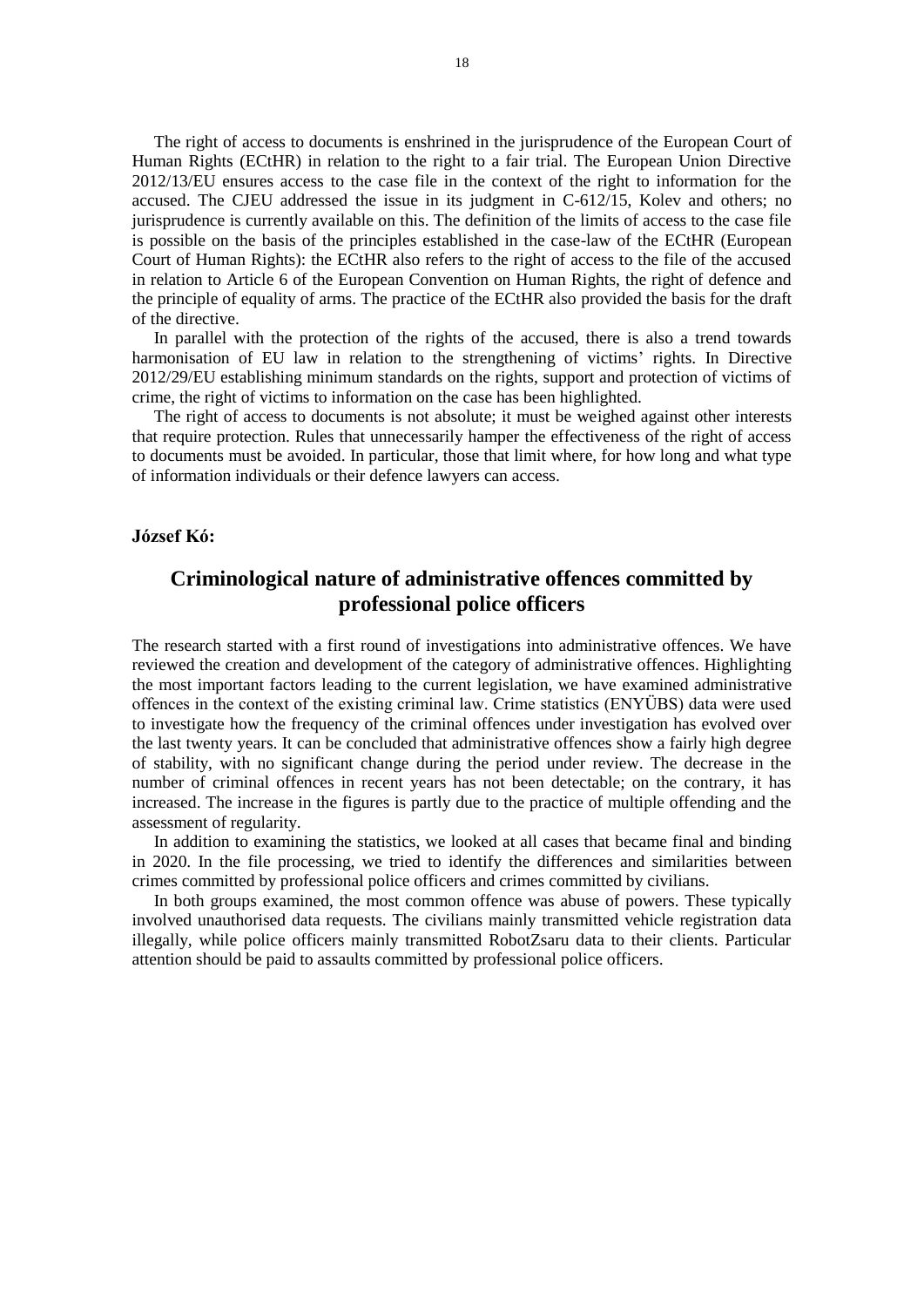The right of access to documents is enshrined in the jurisprudence of the European Court of Human Rights (ECtHR) in relation to the right to a fair trial. The European Union Directive 2012/13/EU ensures access to the case file in the context of the right to information for the accused. The CJEU addressed the issue in its judgment in C-612/15, Kolev and others; no jurisprudence is currently available on this. The definition of the limits of access to the case file is possible on the basis of the principles established in the case-law of the ECtHR (European Court of Human Rights): the ECtHR also refers to the right of access to the file of the accused in relation to Article 6 of the European Convention on Human Rights, the right of defence and the principle of equality of arms. The practice of the ECtHR also provided the basis for the draft of the directive.

In parallel with the protection of the rights of the accused, there is also a trend towards harmonisation of EU law in relation to the strengthening of victims' rights. In Directive 2012/29/EU establishing minimum standards on the rights, support and protection of victims of crime, the right of victims to information on the case has been highlighted.

The right of access to documents is not absolute; it must be weighed against other interests that require protection. Rules that unnecessarily hamper the effectiveness of the right of access to documents must be avoided. In particular, those that limit where, for how long and what type of information individuals or their defence lawyers can access.

**József Kó:**

## Criminological nature of administrative offences committed by professional police officers

The research started with a first round of investigations into administrative offences. We have reviewed the creation and development of the category of administrative offences. Highlighting the most important factors leading to the current legislation, we have examined administrative offences in the context of the existing criminal law. Crime statistics (ENYÜBS) data were used to investigate how the frequency of the criminal offences under investigation has evolved over the last twenty years. It can be concluded that administrative offences show a fairly high degree of stability, with no significant change during the period under review. The decrease in the number of criminal offences in recent years has not been detectable; on the contrary, it has increased. The increase in the figures is partly due to the practice of multiple offending and the assessment of regularity.

In addition to examining the statistics, we looked at all cases that became final and binding in 2020. In the file processing, we tried to identify the differences and similarities between crimes committed by professional police officers and crimes committed by civilians.

In both groups examined, the most common offence was abuse of powers. These typically involved unauthorised data requests. The civilians mainly transmitted vehicle registration data illegally, while police officers mainly transmitted RobotZsaru data to their clients. Particular attention should be paid to assaults committed by professional police officers.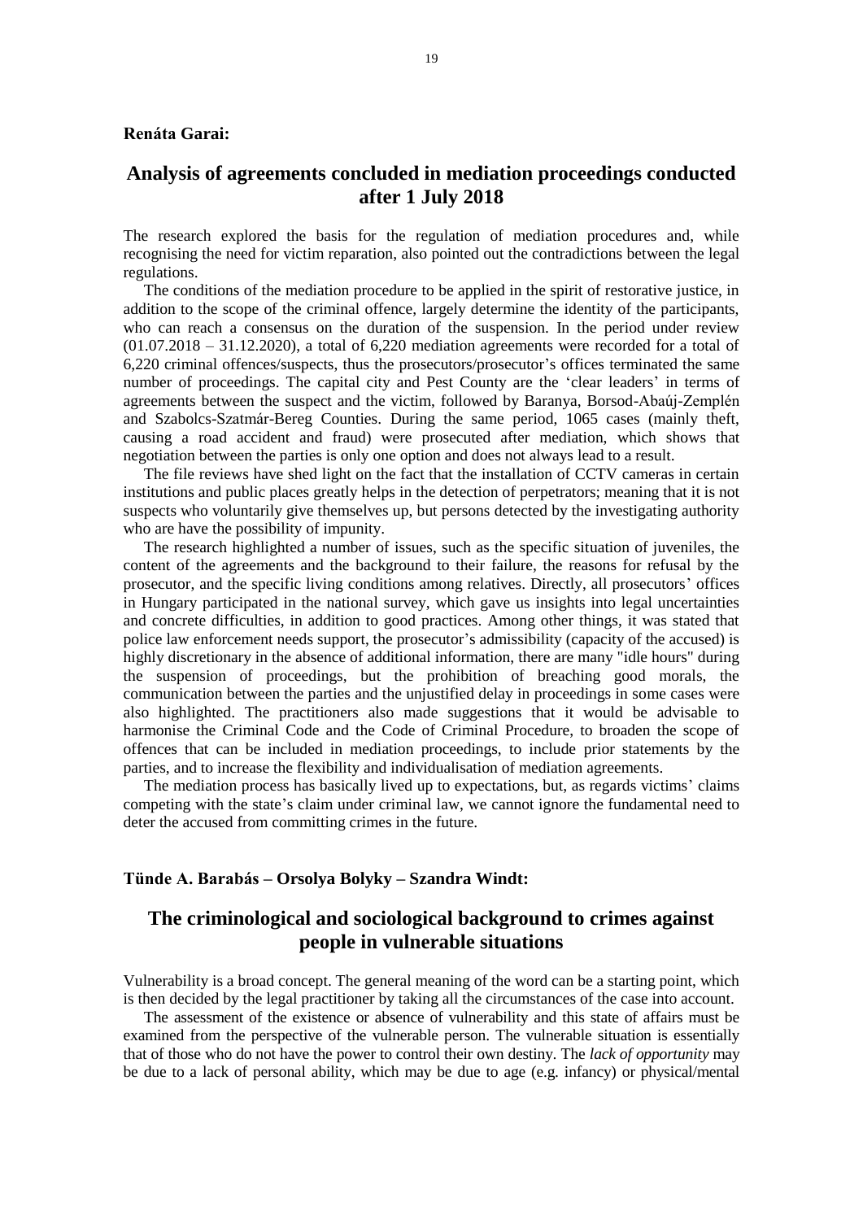**Renáta Garai:**

## Analysis of agreements concluded in mediation proceedings conducted after 1 July 2018

The research explored the basis for the regulation of mediation procedures and, while recognising the need for victim reparation, also pointed out the contradictions between the legal regulations.

The conditions of the mediation procedure to be applied in the spirit of restorative justice, in addition to the scope of the criminal offence, largely determine the identity of the participants, who can reach a consensus on the duration of the suspension. In the period under review (01.07.2018 – 31.12.2020), a total of 6,220 mediation agreements were recorded for a total of 6,220 criminal offences/suspects, thus the prosecutors/prosecutor's offices terminated the same number of proceedings. The capital city and Pest County are the 'clear leaders' in terms of agreements between the suspect and the victim, followed by Baranya, Borsod-Abaúj-Zemplén and Szabolcs-Szatmár-Bereg Counties. During the same period, 1065 cases (mainly theft, causing a road accident and fraud) were prosecuted after mediation, which shows that negotiation between the parties is only one option and does not always lead to a result.

The file reviews have shed light on the fact that the installation of CCTV cameras in certain institutions and public places greatly helps in the detection of perpetrators; meaning that it is not suspects who voluntarily give themselves up, but persons detected by the investigating authority who are have the possibility of impunity.

The research highlighted a number of issues, such as the specific situation of juveniles, the content of the agreements and the background to their failure, the reasons for refusal by the prosecutor, and the specific living conditions among relatives. Directly, all prosecutors' offices in Hungary participated in the national survey, which gave us insights into legal uncertainties and concrete difficulties, in addition to good practices. Among other things, it was stated that police law enforcement needs support, the prosecutor's admissibility (capacity of the accused) is highly discretionary in the absence of additional information, there are many "idle hours" during the suspension of proceedings, but the prohibition of breaching good morals, the communication between the parties and the unjustified delay in proceedings in some cases were also highlighted. The practitioners also made suggestions that it would be advisable to harmonise the Criminal Code and the Code of Criminal Procedure, to broaden the scope of offences that can be included in mediation proceedings, to include prior statements by the parties, and to increase the flexibility and individualisation of mediation agreements.

The mediation process has basically lived up to expectations, but, as regards victims' claims competing with the state's claim under criminal law, we cannot ignore the fundamental need to deter the accused from committing crimes in the future.

**Tünde A. Barabás – Orsolya Bolyky – Szandra Windt:**

## The criminological and sociological background to crimes against people in vulnerable situations

Vulnerability is a broad concept. The general meaning of the word can be a starting point, which is then decided by the legal practitioner by taking all the circumstances of the case into account.

The assessment of the existence or absence of vulnerability and this state of affairs must be examined from the perspective of the vulnerable person. The vulnerable situation is essentially that of those who do not have the power to control their own destiny. The *lack of opportunity* may be due to a lack of personal ability, which may be due to age (e.g. infancy) or physical/mental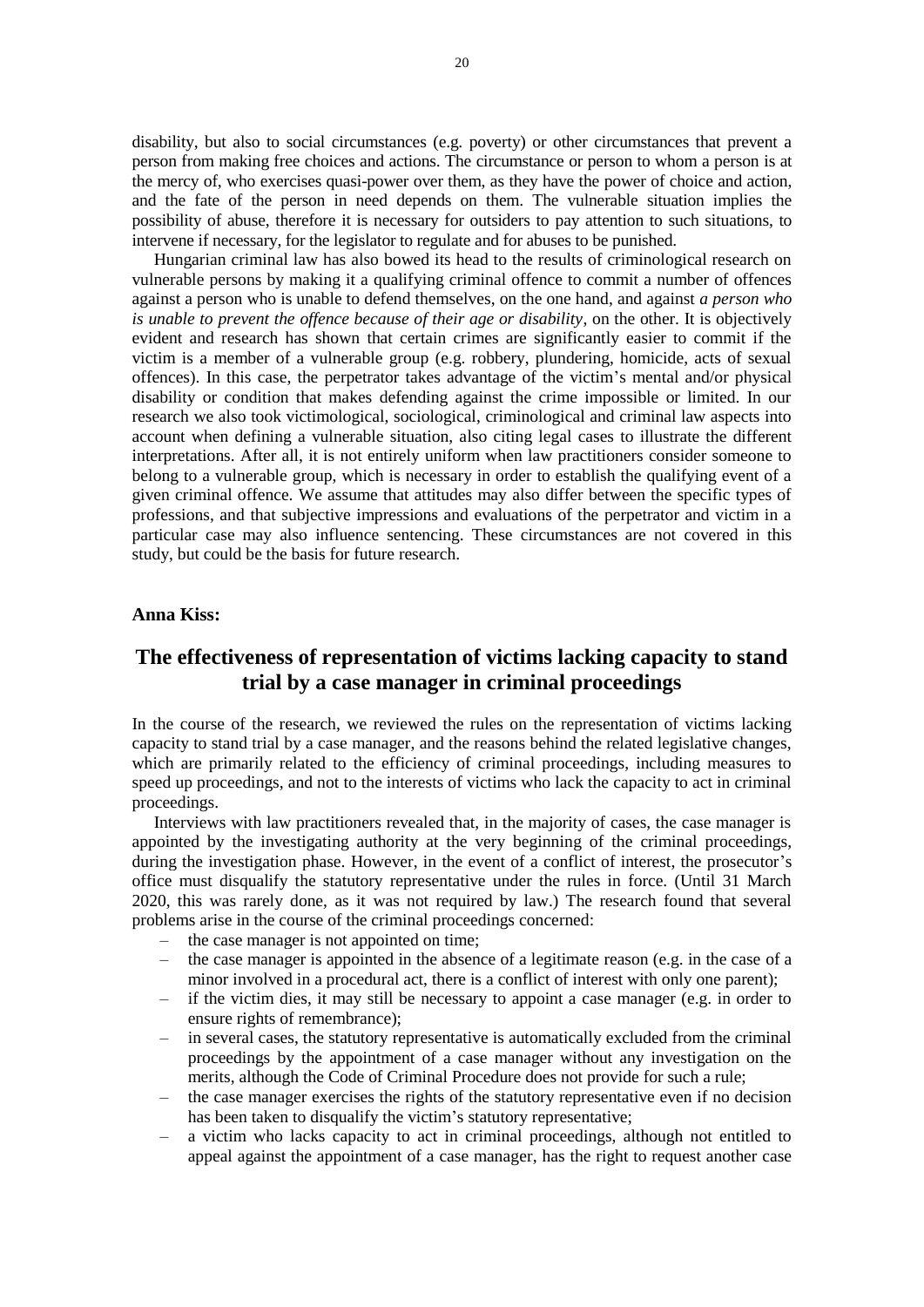disability, but also to social circumstances (e.g. poverty) or other circumstances that prevent a person from making free choices and actions. The circumstance or person to whom a person is at the mercy of, who exercises quasi-power over them, as they have the power of choice and action, and the fate of the person in need depends on them. The vulnerable situation implies the possibility of abuse, therefore it is necessary for outsiders to pay attention to such situations, to intervene if necessary, for the legislator to regulate and for abuses to be punished.

Hungarian criminal law has also bowed its head to the results of criminological research on vulnerable persons by making it a qualifying criminal offence to commit a number of offences against a person who is unable to defend themselves, on the one hand, and against *a person who is unable to prevent the offence because of their age or disability*, on the other. It is objectively evident and research has shown that certain crimes are significantly easier to commit if the victim is a member of a vulnerable group (e.g. robbery, plundering, homicide, acts of sexual offences). In this case, the perpetrator takes advantage of the victim's mental and/or physical disability or condition that makes defending against the crime impossible or limited. In our research we also took victimological, sociological, criminological and criminal law aspects into account when defining a vulnerable situation, also citing legal cases to illustrate the different interpretations. After all, it is not entirely uniform when law practitioners consider someone to belong to a vulnerable group, which is necessary in order to establish the qualifying event of a given criminal offence. We assume that attitudes may also differ between the specific types of professions, and that subjective impressions and evaluations of the perpetrator and victim in a particular case may also influence sentencing. These circumstances are not covered in this study, but could be the basis for future research.

**Anna Kiss:**

## The effectiveness of representation of victims lacking capacity to stand trial by a case manager in criminal proceedings

In the course of the research, we reviewed the rules on the representation of victims lacking capacity to stand trial by a case manager, and the reasons behind the related legislative changes, which are primarily related to the efficiency of criminal proceedings, including measures to speed up proceedings, and not to the interests of victims who lack the capacity to act in criminal proceedings.

Interviews with law practitioners revealed that, in the majority of cases, the case manager is appointed by the investigating authority at the very beginning of the criminal proceedings, during the investigation phase. However, in the event of a conflict of interest, the prosecutor's office must disqualify the statutory representative under the rules in force. (Until 31 March 2020, this was rarely done, as it was not required by law.) The research found that several problems arise in the course of the criminal proceedings concerned:

- the case manager is not appointed on time;
- the case manager is appointed in the absence of a legitimate reason (e.g. in the case of a minor involved in a procedural act, there is a conflict of interest with only one parent);
- if the victim dies, it may still be necessary to appoint a case manager (e.g. in order to ensure rights of remembrance);
- in several cases, the statutory representative is automatically excluded from the criminal proceedings by the appointment of a case manager without any investigation on the merits, although the Code of Criminal Procedure does not provide for such a rule;
- the case manager exercises the rights of the statutory representative even if no decision has been taken to disqualify the victim's statutory representative;
- a victim who lacks capacity to act in criminal proceedings, although not entitled to appeal against the appointment of a case manager, has the right to request another case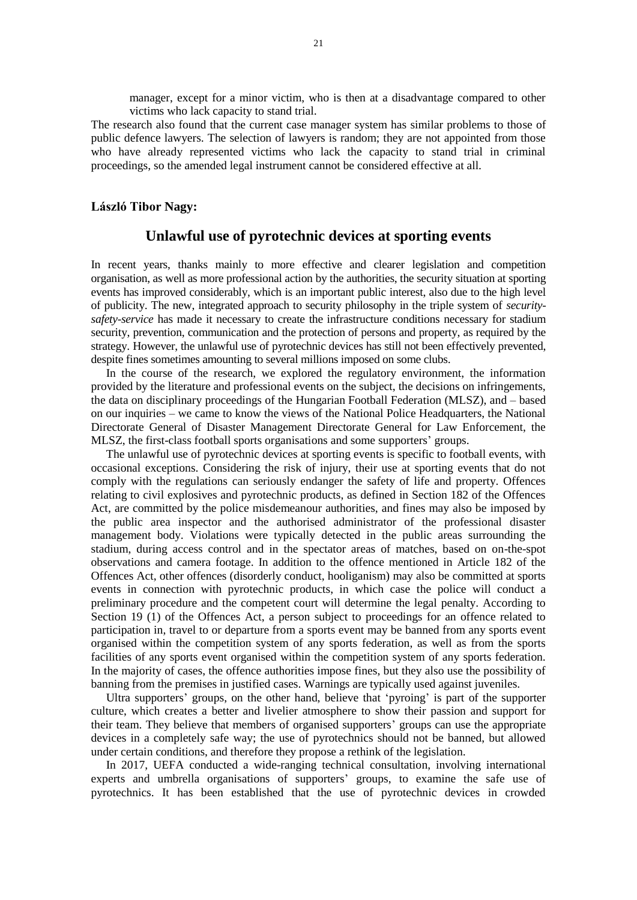manager, except for a minor victim, who is then at a disadvantage compared to other victims who lack capacity to stand trial.

The research also found that the current case manager system has similar problems to those of public defence lawyers. The selection of lawyers is random; they are not appointed from those who have already represented victims who lack the capacity to stand trial in criminal proceedings, so the amended legal instrument cannot be considered effective at all.

**László Tibor Nagy:**

## Unlawful use of pyrotechnic devices at sporting events

In recent years, thanks mainly to more effective and clearer legislation and competition organisation, as well as more professional action by the authorities, the security situation at sporting events has improved considerably, which is an important public interest, also due to the high level of publicity. The new, integrated approach to security philosophy in the triple system of *security-safety-service* has made it necessary to create the infrastructure conditions necessary for stadium security, prevention, communication and the protection of persons and property, as required by the strategy. However, the unlawful use of pyrotechnic devices has still not been effectively prevented, despite fines sometimes amounting to several millions imposed on some clubs.

In the course of the research, we explored the regulatory environment, the information provided by the literature and professional events on the subject, the decisions on infringements, the data on disciplinary proceedings of the Hungarian Football Federation (MLSZ), and – based on our inquiries – we came to know the views of the National Police Headquarters, the National Directorate General of Disaster Management Directorate General for Law Enforcement, the MLSZ, the first-class football sports organisations and some supporters' groups.

The unlawful use of pyrotechnic devices at sporting events is specific to football events, with occasional exceptions. Considering the risk of injury, their use at sporting events that do not comply with the regulations can seriously endanger the safety of life and property. Offences relating to civil explosives and pyrotechnic products, as defined in Section 182 of the Offences Act, are committed by the police misdemeanour authorities, and fines may also be imposed by the public area inspector and the authorised administrator of the professional disaster management body. Violations were typically detected in the public areas surrounding the stadium, during access control and in the spectator areas of matches, based on on-the-spot observations and camera footage. In addition to the offence mentioned in Article 182 of the Offences Act, other offences (disorderly conduct, hooliganism) may also be committed at sports events in connection with pyrotechnic products, in which case the police will conduct a preliminary procedure and the competent court will determine the legal penalty. According to Section 19 (1) of the Offences Act, a person subject to proceedings for an offence related to participation in, travel to or departure from a sports event may be banned from any sports event organised within the competition system of any sports federation, as well as from the sports facilities of any sports event organised within the competition system of any sports federation. In the majority of cases, the offence authorities impose fines, but they also use the possibility of banning from the premises in justified cases. Warnings are typically used against juveniles.

Ultra supporters' groups, on the other hand, believe that 'pyroing' is part of the supporter culture, which creates a better and livelier atmosphere to show their passion and support for their team. They believe that members of organised supporters' groups can use the appropriate devices in a completely safe way; the use of pyrotechnics should not be banned, but allowed under certain conditions, and therefore they propose a rethink of the legislation.

In 2017, UEFA conducted a wide-ranging technical consultation, involving international experts and umbrella organisations of supporters' groups, to examine the safe use of pyrotechnics. It has been established that the use of pyrotechnic devices in crowded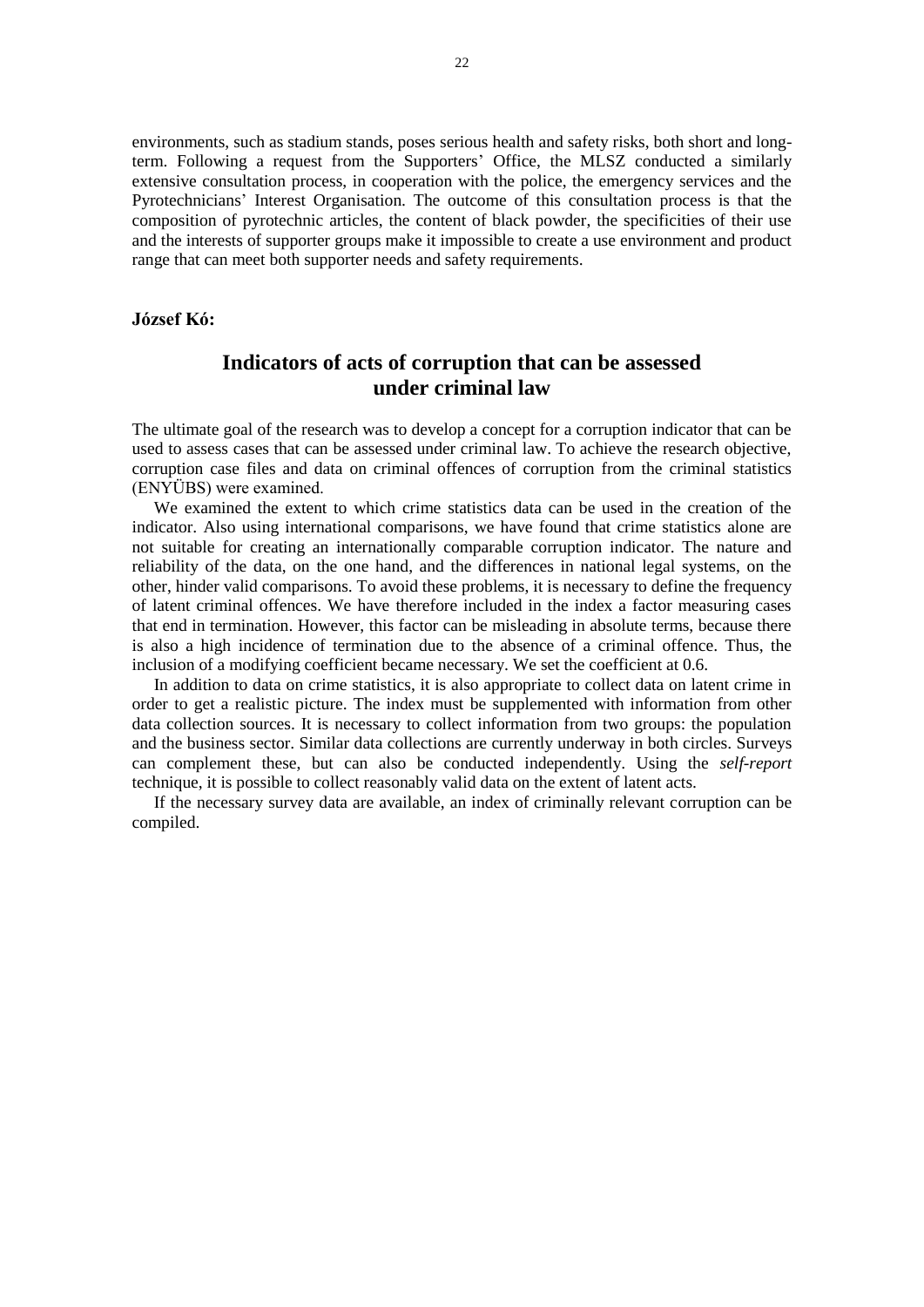environments, such as stadium stands, poses serious health and safety risks, both short and long-term. Following a request from the Supporters' Office, the MLSZ conducted a similarly extensive consultation process, in cooperation with the police, the emergency services and the Pyrotechnicians' Interest Organisation. The outcome of this consultation process is that the composition of pyrotechnic articles, the content of black powder, the specificities of their use and the interests of supporter groups make it impossible to create a use environment and product range that can meet both supporter needs and safety requirements.

**József Kó:**

## Indicators of acts of corruption that can be assessed under criminal law

The ultimate goal of the research was to develop a concept for a corruption indicator that can be used to assess cases that can be assessed under criminal law. To achieve the research objective, corruption case files and data on criminal offences of corruption from the criminal statistics (ENYÜBS) were examined.

We examined the extent to which crime statistics data can be used in the creation of the indicator. Also using international comparisons, we have found that crime statistics alone are not suitable for creating an internationally comparable corruption indicator. The nature and reliability of the data, on the one hand, and the differences in national legal systems, on the other, hinder valid comparisons. To avoid these problems, it is necessary to define the frequency of latent criminal offences. We have therefore included in the index a factor measuring cases that end in termination. However, this factor can be misleading in absolute terms, because there is also a high incidence of termination due to the absence of a criminal offence. Thus, the inclusion of a modifying coefficient became necessary. We set the coefficient at 0.6.

In addition to data on crime statistics, it is also appropriate to collect data on latent crime in order to get a realistic picture. The index must be supplemented with information from other data collection sources. It is necessary to collect information from two groups: the population and the business sector. Similar data collections are currently underway in both circles. Surveys can complement these, but can also be conducted independently. Using the *self-report* technique, it is possible to collect reasonably valid data on the extent of latent acts.

If the necessary survey data are available, an index of criminally relevant corruption can be compiled.